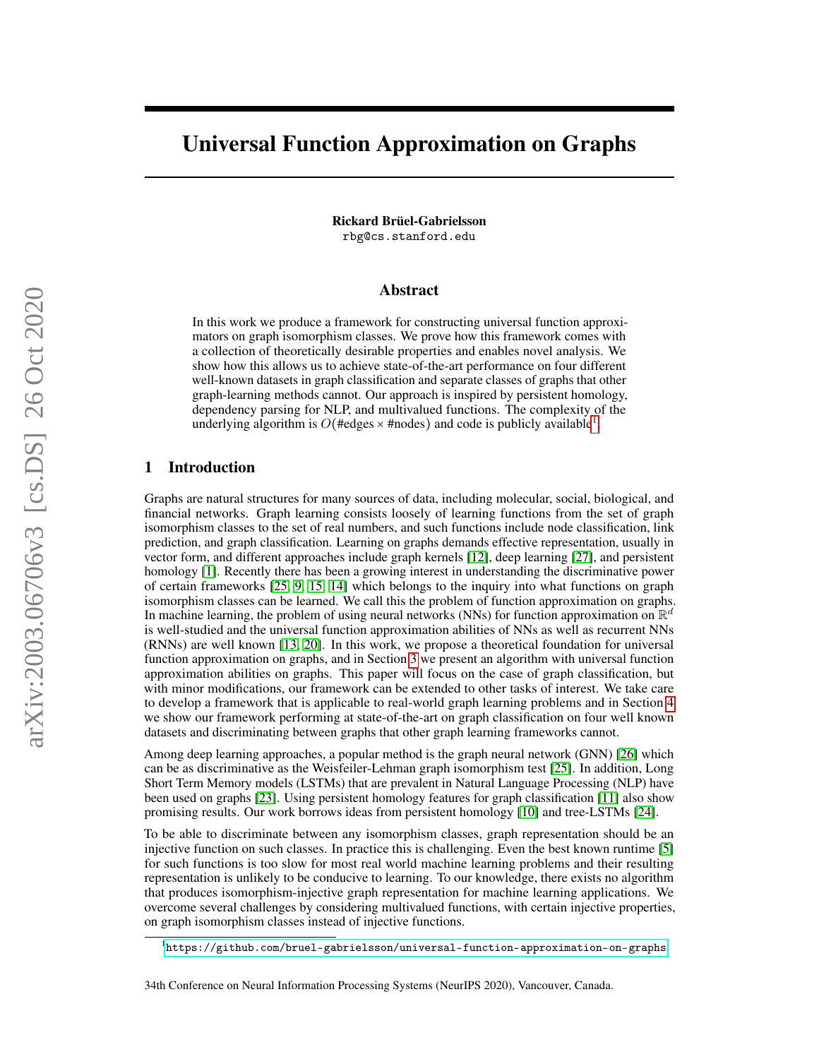# Universal Function Approximation on Graphs

**Rickard Brüel-Gabrielsson**
rbg@cs.stanford.edu

## Abstract

In this work we produce a framework for constructing universal function approximators on graph isomorphism classes. We prove how this framework comes with a collection of theoretically desirable properties and enables novel analysis. We show how this allows us to achieve state-of-the-art performance on four different well-known datasets in graph classification and separate classes of graphs that other graph-learning methods cannot. Our approach is inspired by persistent homology, dependency parsing for NLP, and multivalued functions. The complexity of the underlying algorithm is $O(\#\text{edges} \times \#\text{nodes})$ and code is publicly available[1].

## 1 Introduction

Graphs are natural structures for many sources of data, including molecular, social, biological, and financial networks. Graph learning consists loosely of learning functions from the set of graph isomorphism classes to the set of real numbers, and such functions include node classification, link prediction, and graph classification. Learning on graphs demands effective representation, usually in vector form, and different approaches include graph kernels [12], deep learning [27], and persistent homology [1]. Recently there has been a growing interest in understanding the discriminative power of certain frameworks [25, 9, 15, 14] which belongs to the inquiry into what functions on graph isomorphism classes can be learned. We call this the problem of function approximation on graphs. In machine learning, the problem of using neural networks (NNs) for function approximation on $\mathbb{R}^d$ is well-studied and the universal function approximation abilities of NNs as well as recurrent NNs (RNNs) are well known [13, 20]. In this work, we propose a theoretical foundation for universal function approximation on graphs, and in Section 3 we present an algorithm with universal function approximation abilities on graphs. This paper will focus on the case of graph classification, but with minor modifications, our framework can be extended to other tasks of interest. We take care to develop a framework that is applicable to real-world graph learning problems and in Section 4 we show our framework performing at state-of-the-art on graph classification on four well known datasets and discriminating between graphs that other graph learning frameworks cannot.

Among deep learning approaches, a popular method is the graph neural network (GNN) [26] which can be as discriminative as the Weisfeiler-Lehman graph isomorphism test [25]. In addition, Long Short Term Memory models (LSTMs) that are prevalent in Natural Language Processing (NLP) have been used on graphs [23]. Using persistent homology features for graph classification [11] also show promising results. Our work borrows ideas from persistent homology [10] and tree-LSTMs [24].

To be able to discriminate between any isomorphism classes, graph representation should be an injective function on such classes. In practice this is challenging. Even the best known runtime [5] for such functions is too slow for most real world machine learning problems and their resulting representation is unlikely to be conducive to learning. To our knowledge, there exists no algorithm that produces isomorphism-injective graph representation for machine learning applications. We overcome several challenges by considering multivalued functions, with certain injective properties, on graph isomorphism classes instead of injective functions.

[1] https://github.com/bruel-gabrielsson/universal-function-approximation-on-graphs

34th Conference on Neural Information Processing Systems (NeurIPS 2020), Vancouver, Canada.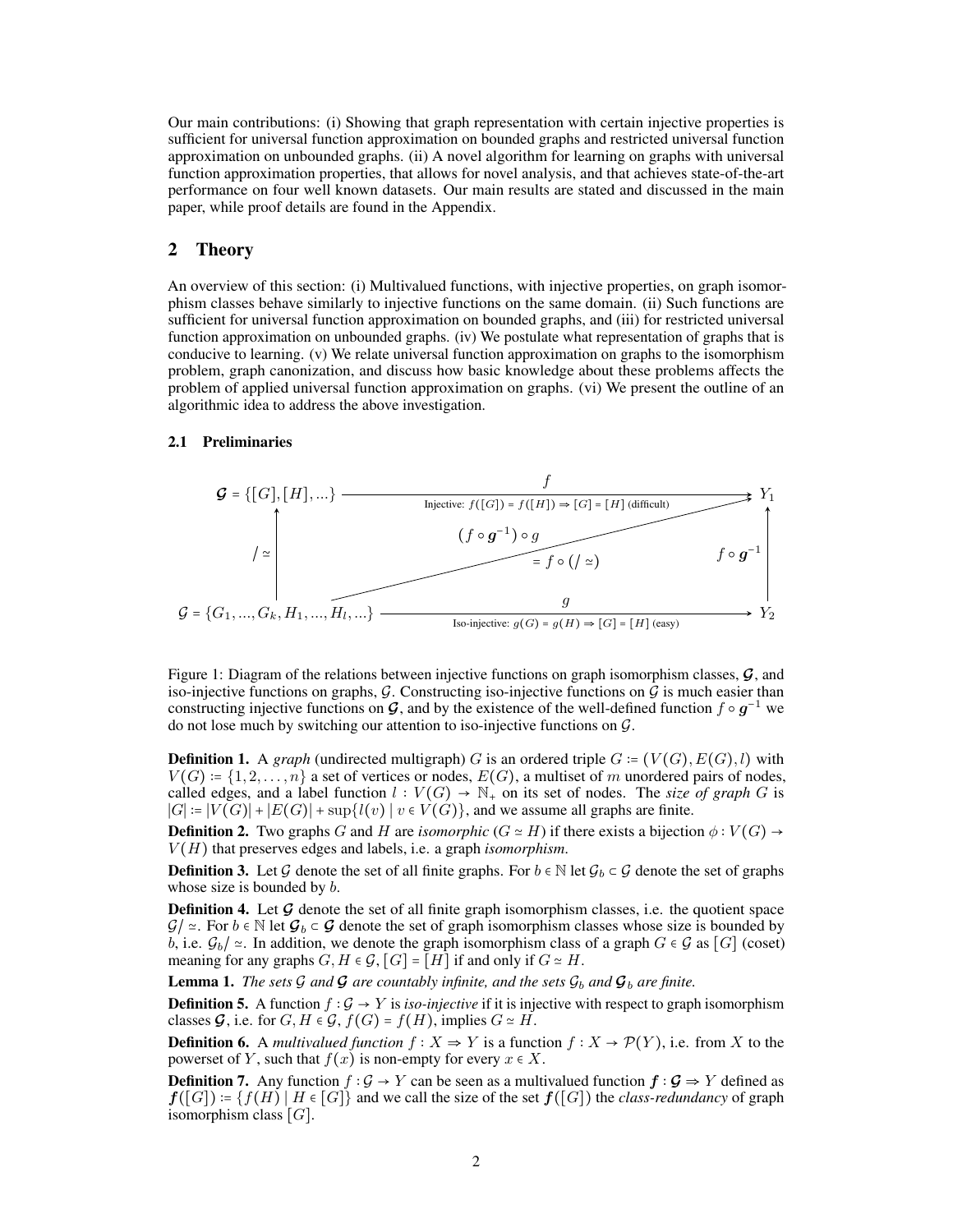Our main contributions: (i) Showing that graph representation with certain injective properties is sufficient for universal function approximation on bounded graphs and restricted universal function approximation on unbounded graphs. (ii) A novel algorithm for learning on graphs with universal function approximation properties, that allows for novel analysis, and that achieves state-of-the-art performance on four well known datasets. Our main results are stated and discussed in the main paper, while proof details are found in the Appendix.

## 2 Theory

An overview of this section: (i) Multivalued functions, with injective properties, on graph isomorphism classes behave similarly to injective functions on the same domain. (ii) Such functions are sufficient for universal function approximation on bounded graphs, and (iii) for restricted universal function approximation on unbounded graphs. (iv) We postulate what representation of graphs that is conducive to learning. (v) We relate universal function approximation on graphs to the isomorphism problem, graph canonization, and discuss how basic knowledge about these problems affects the problem of applied universal function approximation on graphs. (vi) We present the outline of an algorithmic idea to address the above investigation.

### 2.1 Preliminaries

$$
\begin{array}{ccc}
\boldsymbol{\mathcal{G}} = \{[G],[H],...\} & \xrightarrow[\text{Injective: } f([G]) = f([H]) \Rightarrow [G]=[H] \text{ (difficult)}]{f} & Y_1 \\
\uparrow /\simeq & (f \circ \boldsymbol{g}^{-1}) \circ g = f \circ (/\simeq) & \uparrow f \circ \boldsymbol{g}^{-1} \\
\mathcal{G} = \{G_1,...,G_k,H_1,...,H_l,...\} & \xrightarrow[\text{Iso-injective: } g(G) = g(H) \Rightarrow [G]=[H] \text{ (easy)}]{g} & Y_2
\end{array}
$$

Figure 1: Diagram of the relations between injective functions on graph isomorphism classes, $\boldsymbol{\mathcal{G}}$, and iso-injective functions on graphs, $\mathcal{G}$. Constructing iso-injective functions on $\mathcal{G}$ is much easier than constructing injective functions on $\boldsymbol{\mathcal{G}}$, and by the existence of the well-defined function $f \circ \boldsymbol{g}^{-1}$ we do not lose much by switching our attention to iso-injective functions on $\mathcal{G}$.

**Definition 1.** A *graph* (undirected multigraph) $G$ is an ordered triple $G := (V(G), E(G), l)$ with $V(G) := \{1, 2, \dots, n\}$ a set of vertices or nodes, $E(G)$, a multiset of $m$ unordered pairs of nodes, called edges, and a label function $l : V(G) \to \mathbb{N}_+$ on its set of nodes. The *size of graph* $G$ is $|G| := |V(G)| + |E(G)| + \sup\{l(v) \mid v \in V(G)\}$, and we assume all graphs are finite.

**Definition 2.** Two graphs $G$ and $H$ are *isomorphic* ($G \simeq H$) if there exists a bijection $\phi : V(G) \to V(H)$ that preserves edges and labels, i.e. a graph *isomorphism*.

**Definition 3.** Let $\mathcal{G}$ denote the set of all finite graphs. For $b \in \mathbb{N}$ let $\mathcal{G}_b \subset \mathcal{G}$ denote the set of graphs whose size is bounded by $b$.

**Definition 4.** Let $\boldsymbol{\mathcal{G}}$ denote the set of all finite graph isomorphism classes, i.e. the quotient space $\mathcal{G}/\simeq$. For $b \in \mathbb{N}$ let $\boldsymbol{\mathcal{G}}_b \subset \boldsymbol{\mathcal{G}}$ denote the set of graph isomorphism classes whose size is bounded by $b$, i.e. $\mathcal{G}_b/\simeq$. In addition, we denote the graph isomorphism class of a graph $G \in \mathcal{G}$ as $[G]$ (coset) meaning for any graphs $G, H \in \mathcal{G}$, $[G] = [H]$ if and only if $G \simeq H$.

**Lemma 1.** *The sets $\mathcal{G}$ and $\boldsymbol{\mathcal{G}}$ are countably infinite, and the sets $\mathcal{G}_b$ and $\boldsymbol{\mathcal{G}}_b$ are finite.*

**Definition 5.** A function $f : \mathcal{G} \to Y$ is *iso-injective* if it is injective with respect to graph isomorphism classes $\boldsymbol{\mathcal{G}}$, i.e. for $G, H \in \mathcal{G}$, $f(G) = f(H)$, implies $G \simeq H$.

**Definition 6.** A *multivalued function* $f : X \rightrightarrows Y$ is a function $f : X \to \mathcal{P}(Y)$, i.e. from $X$ to the powerset of $Y$, such that $f(x)$ is non-empty for every $x \in X$.

**Definition 7.** Any function $f : \mathcal{G} \to Y$ can be seen as a multivalued function $\boldsymbol{f} : \boldsymbol{\mathcal{G}} \rightrightarrows Y$ defined as $\boldsymbol{f}([G]) := \{f(H) \mid H \in [G]\}$ and we call the size of the set $\boldsymbol{f}([G])$ the *class-redundancy* of graph isomorphism class $[G]$.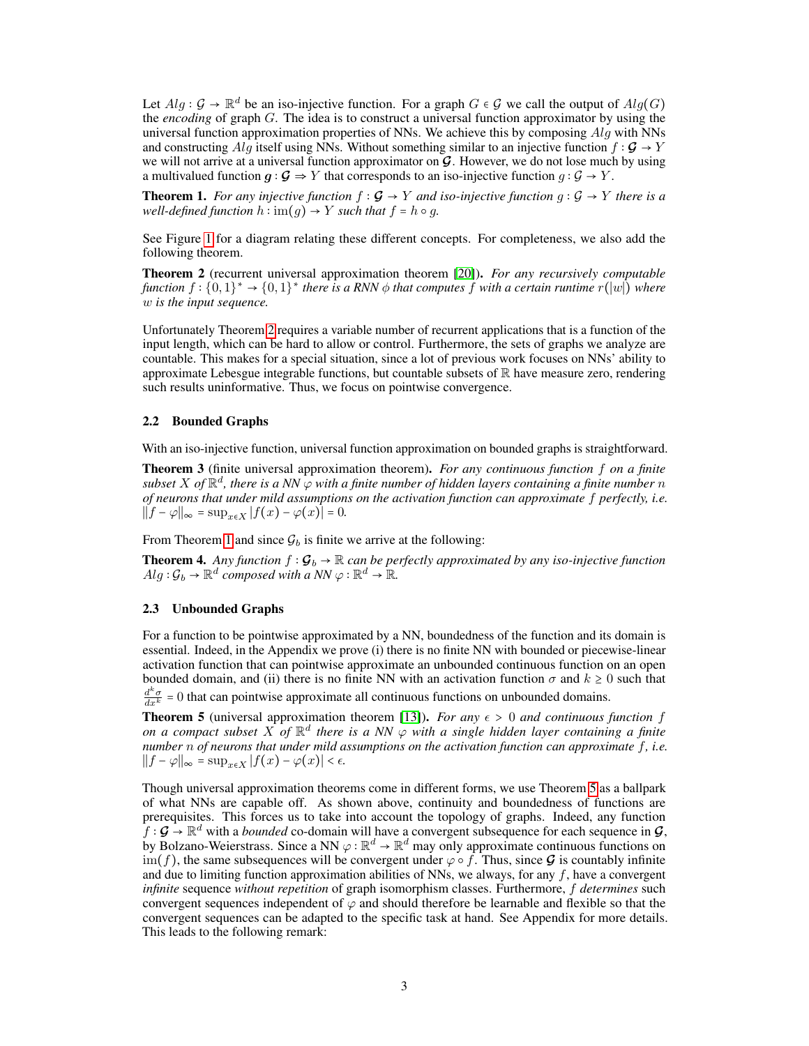Let $Alg : \mathcal{G} \to \mathbb{R}^d$ be an iso-injective function. For a graph $G \in \mathcal{G}$ we call the output of $Alg(G)$ the *encoding* of graph $G$. The idea is to construct a universal function approximator by using the universal function approximation properties of NNs. We achieve this by composing $Alg$ with NNs and constructing $Alg$ itself using NNs. Without something similar to an injective function $f : \boldsymbol{\mathcal{G}} \to Y$ we will not arrive at a universal function approximator on $\boldsymbol{\mathcal{G}}$. However, we do not lose much by using a multivalued function $\boldsymbol{g} : \boldsymbol{\mathcal{G}} \rightrightarrows Y$ that corresponds to an iso-injective function $g : \mathcal{G} \to Y$.

**Theorem 1.** *For any injective function $f : \boldsymbol{\mathcal{G}} \to Y$ and iso-injective function $g : \mathcal{G} \to Y$ there is a well-defined function $h : \mathrm{im}(g) \to Y$ such that $f = h \circ g$.*

See Figure 1 for a diagram relating these different concepts. For completeness, we also add the following theorem.

**Theorem 2** (recurrent universal approximation theorem [20])**.** *For any recursively computable function $f : \{0,1\}^* \to \{0,1\}^*$ there is a RNN $\phi$ that computes $f$ with a certain runtime $r(|w|)$ where $w$ is the input sequence.*

Unfortunately Theorem 2 requires a variable number of recurrent applications that is a function of the input length, which can be hard to allow or control. Furthermore, the sets of graphs we analyze are countable. This makes for a special situation, since a lot of previous work focuses on NNs' ability to approximate Lebesgue integrable functions, but countable subsets of $\mathbb{R}$ have measure zero, rendering such results uninformative. Thus, we focus on pointwise convergence.

### 2.2 Bounded Graphs

With an iso-injective function, universal function approximation on bounded graphs is straightforward.

**Theorem 3** (finite universal approximation theorem)**.** *For any continuous function $f$ on a finite subset $X$ of $\mathbb{R}^d$, there is a NN $\varphi$ with a finite number of hidden layers containing a finite number $n$ of neurons that under mild assumptions on the activation function can approximate $f$ perfectly, i.e. $\|f - \varphi\|_\infty = \sup_{x \in X} |f(x) - \varphi(x)| = 0$.*

From Theorem 1 and since $\mathcal{G}_b$ is finite we arrive at the following:

**Theorem 4.** *Any function $f : \boldsymbol{\mathcal{G}}_b \to \mathbb{R}$ can be perfectly approximated by any iso-injective function $Alg : \mathcal{G}_b \to \mathbb{R}^d$ composed with a NN $\varphi : \mathbb{R}^d \to \mathbb{R}$.*

### 2.3 Unbounded Graphs

For a function to be pointwise approximated by a NN, boundedness of the function and its domain is essential. Indeed, in the Appendix we prove (i) there is no finite NN with bounded or piecewise-linear activation function that can pointwise approximate an unbounded continuous function on an open bounded domain, and (ii) there is no finite NN with an activation function $\sigma$ and $k \geq 0$ such that $\frac{d^k \sigma}{dx^k} = 0$ that can pointwise approximate all continuous functions on unbounded domains.

**Theorem 5** (universal approximation theorem [13])**.** *For any $\epsilon > 0$ and continuous function $f$ on a compact subset $X$ of $\mathbb{R}^d$ there is a NN $\varphi$ with a single hidden layer containing a finite number $n$ of neurons that under mild assumptions on the activation function can approximate $f$, i.e. $\|f - \varphi\|_\infty = \sup_{x \in X} |f(x) - \varphi(x)| < \epsilon$.*

Though universal approximation theorems come in different forms, we use Theorem 5 as a ballpark of what NNs are capable off. As shown above, continuity and boundedness of functions are prerequisites. This forces us to take into account the topology of graphs. Indeed, any function $f : \boldsymbol{\mathcal{G}} \to \mathbb{R}^d$ with a *bounded* co-domain will have a convergent subsequence for each sequence in $\boldsymbol{\mathcal{G}}$, by Bolzano-Weierstrass. Since a NN $\varphi : \mathbb{R}^d \to \mathbb{R}^d$ may only approximate continuous functions on $\mathrm{im}(f)$, the same subsequences will be convergent under $\varphi \circ f$. Thus, since $\boldsymbol{\mathcal{G}}$ is countably infinite and due to limiting function approximation abilities of NNs, we always, for any $f$, have a convergent *infinite* sequence *without repetition* of graph isomorphism classes. Furthermore, $f$ *determines* such convergent sequences independent of $\varphi$ and should therefore be learnable and flexible so that the convergent sequences can be adapted to the specific task at hand. See Appendix for more details. This leads to the following remark: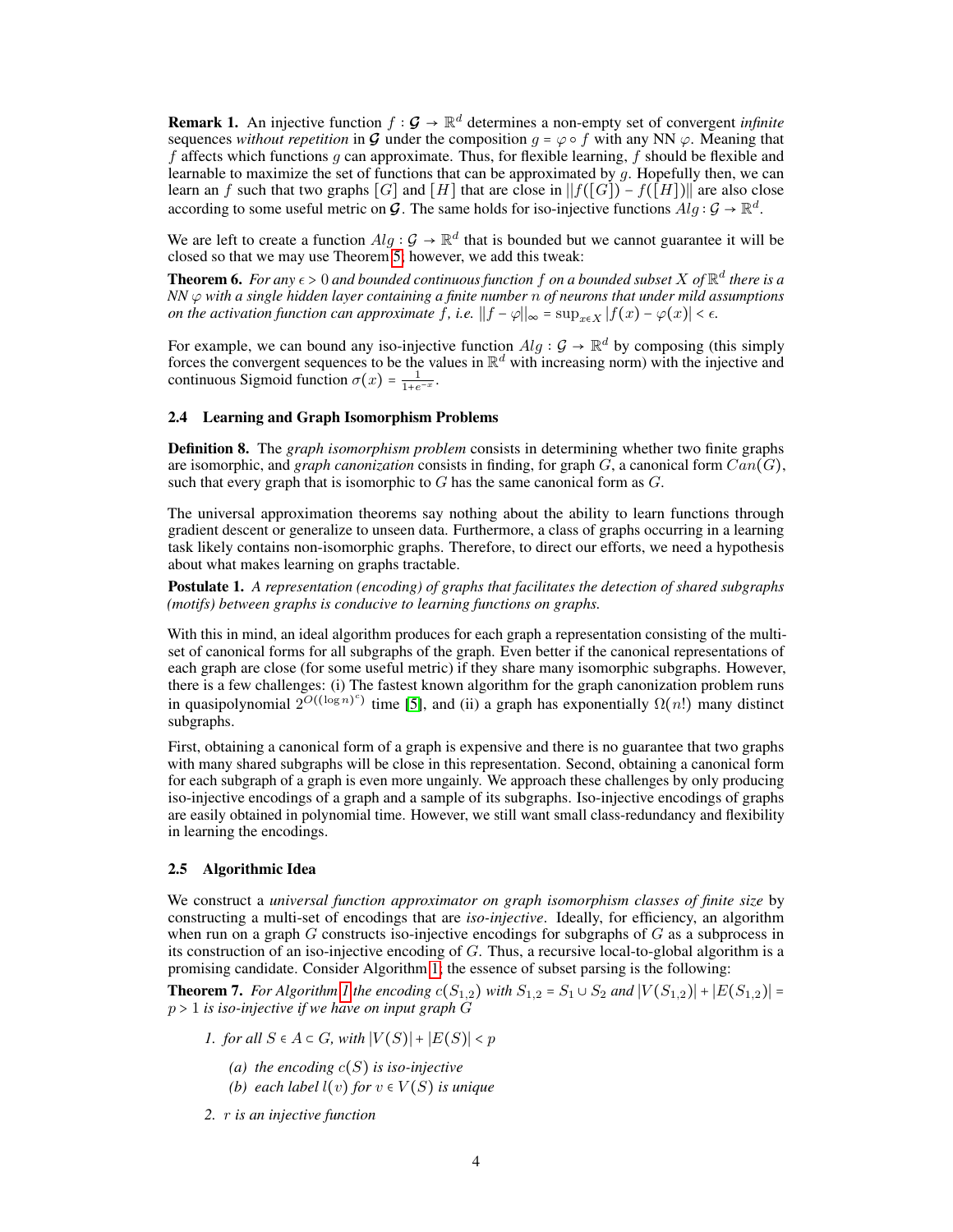**Remark 1.** An injective function $f : \mathcal{G} \to \mathbb{R}^d$ determines a non-empty set of convergent *infinite* sequences *without repetition* in $\mathcal{G}$ under the composition $g = \varphi \circ f$ with any NN $\varphi$. Meaning that $f$ affects which functions $g$ can approximate. Thus, for flexible learning, $f$ should be flexible and learnable to maximize the set of functions that can be approximated by $g$. Hopefully then, we can learn an $f$ such that two graphs $[G]$ and $[H]$ that are close in $||f([G]) - f([H])||$ are also close according to some useful metric on $\mathcal{G}$. The same holds for iso-injective functions $Alg : \mathcal{G} \to \mathbb{R}^d$.

We are left to create a function $Alg : \mathcal{G} \to \mathbb{R}^d$ that is bounded but we cannot guarantee it will be closed so that we may use Theorem 5; however, we add this tweak:

**Theorem 6.** *For any $\epsilon > 0$ and bounded continuous function $f$ on a bounded subset $X$ of $\mathbb{R}^d$ there is a NN $\varphi$ with a single hidden layer containing a finite number $n$ of neurons that under mild assumptions on the activation function can approximate $f$, i.e. $||f - \varphi||_\infty = \sup_{x \in X} |f(x) - \varphi(x)| < \epsilon$.*

For example, we can bound any iso-injective function $Alg : \mathcal{G} \to \mathbb{R}^d$ by composing (this simply forces the convergent sequences to be the values in $\mathbb{R}^d$ with increasing norm) with the injective and continuous Sigmoid function $\sigma(x) = \frac{1}{1+e^{-x}}$.

### 2.4 Learning and Graph Isomorphism Problems

**Definition 8.** The *graph isomorphism problem* consists in determining whether two finite graphs are isomorphic, and *graph canonization* consists in finding, for graph $G$, a canonical form $Can(G)$, such that every graph that is isomorphic to $G$ has the same canonical form as $G$.

The universal approximation theorems say nothing about the ability to learn functions through gradient descent or generalize to unseen data. Furthermore, a class of graphs occurring in a learning task likely contains non-isomorphic graphs. Therefore, to direct our efforts, we need a hypothesis about what makes learning on graphs tractable.

**Postulate 1.** *A representation (encoding) of graphs that facilitates the detection of shared subgraphs (motifs) between graphs is conducive to learning functions on graphs.*

With this in mind, an ideal algorithm produces for each graph a representation consisting of the multi-set of canonical forms for all subgraphs of the graph. Even better if the canonical representations of each graph are close (for some useful metric) if they share many isomorphic subgraphs. However, there is a few challenges: (i) The fastest known algorithm for the graph canonization problem runs in quasipolynomial $2^{O((\log n)^c)}$ time [5], and (ii) a graph has exponentially $\Omega(n!)$ many distinct subgraphs.

First, obtaining a canonical form of a graph is expensive and there is no guarantee that two graphs with many shared subgraphs will be close in this representation. Second, obtaining a canonical form for each subgraph of a graph is even more ungainly. We approach these challenges by only producing iso-injective encodings of a graph and a sample of its subgraphs. Iso-injective encodings of graphs are easily obtained in polynomial time. However, we still want small class-redundancy and flexibility in learning the encodings.

### 2.5 Algorithmic Idea

We construct a *universal function approximator on graph isomorphism classes of finite size* by constructing a multi-set of encodings that are *iso-injective*. Ideally, for efficiency, an algorithm when run on a graph $G$ constructs iso-injective encodings for subgraphs of $G$ as a subprocess in its construction of an iso-injective encoding of $G$. Thus, a recursive local-to-global algorithm is a promising candidate. Consider Algorithm 1; the essence of subset parsing is the following:

**Theorem 7.** *For Algorithm 1 the encoding $c(S_{1,2})$ with $S_{1,2} = S_1 \cup S_2$ and $|V(S_{1,2})| + |E(S_{1,2})| = p > 1$ is iso-injective if we have on input graph $G$*

1. *for all $S \in A \subset G$, with $|V(S)| + |E(S)| < p$*
   - (a) *the encoding $c(S)$ is iso-injective*
   - (b) *each label $l(v)$ for $v \in V(S)$ is unique*
2. *$r$ is an injective function*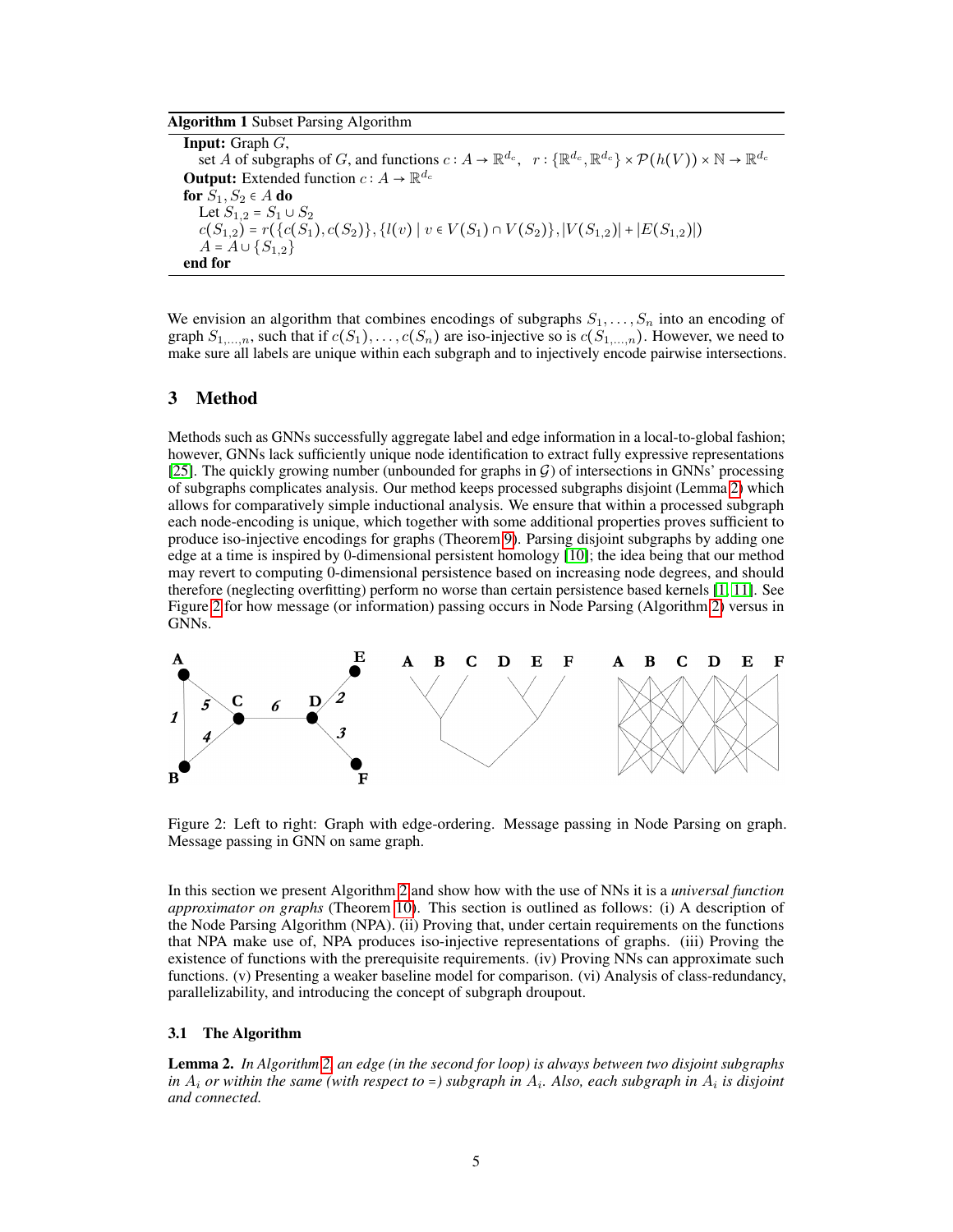**Algorithm 1** Subset Parsing Algorithm

**Input:** Graph $G$,
  set $A$ of subgraphs of $G$, and functions $c : A \to \mathbb{R}^{d_c}$, $\quad r : \{\mathbb{R}^{d_c}, \mathbb{R}^{d_c}\} \times \mathcal{P}(h(V)) \times \mathbb{N} \to \mathbb{R}^{d_c}$
**Output:** Extended function $c : A \to \mathbb{R}^{d_c}$
**for** $S_1, S_2 \in A$ **do**
  Let $S_{1,2} = S_1 \cup S_2$
  $c(S_{1,2}) = r(\{c(S_1), c(S_2)\}, \{l(v) \mid v \in V(S_1) \cap V(S_2)\}, |V(S_{1,2})| + |E(S_{1,2})|)$
  $A = A \cup \{S_{1,2}\}$
**end for**

We envision an algorithm that combines encodings of subgraphs $S_1, \ldots, S_n$ into an encoding of graph $S_{1,\ldots,n}$, such that if $c(S_1), \ldots, c(S_n)$ are iso-injective so is $c(S_{1,\ldots,n})$. However, we need to make sure all labels are unique within each subgraph and to injectively encode pairwise intersections.

## 3 Method

Methods such as GNNs successfully aggregate label and edge information in a local-to-global fashion; however, GNNs lack sufficiently unique node identification to extract fully expressive representations [25]. The quickly growing number (unbounded for graphs in $\mathcal{G}$) of intersections in GNNs' processing of subgraphs complicates analysis. Our method keeps processed subgraphs disjoint (Lemma 2) which allows for comparatively simple inductional analysis. We ensure that within a processed subgraph each node-encoding is unique, which together with some additional properties proves sufficient to produce iso-injective encodings for graphs (Theorem 9). Parsing disjoint subgraphs by adding one edge at a time is inspired by 0-dimensional persistent homology [10]; the idea being that our method may revert to computing 0-dimensional persistence based on increasing node degrees, and should therefore (neglecting overfitting) perform no worse than certain persistence based kernels [1, 11]. See Figure 2 for how message (or information) passing occurs in Node Parsing (Algorithm 2) versus in GNNs.

Figure 2: Left to right: Graph with edge-ordering. Message passing in Node Parsing on graph. Message passing in GNN on same graph.

In this section we present Algorithm 2 and show how with the use of NNs it is a *universal function approximator on graphs* (Theorem 10). This section is outlined as follows: (i) A description of the Node Parsing Algorithm (NPA). (ii) Proving that, under certain requirements on the functions that NPA make use of, NPA produces iso-injective representations of graphs. (iii) Proving the existence of functions with the prerequisite requirements. (iv) Proving NNs can approximate such functions. (v) Presenting a weaker baseline model for comparison. (vi) Analysis of class-redundancy, parallelizability, and introducing the concept of subgraph droupout.

### 3.1 The Algorithm

**Lemma 2.** *In Algorithm 2, an edge (in the second for loop) is always between two disjoint subgraphs in $A_i$ or within the same (with respect to =) subgraph in $A_i$. Also, each subgraph in $A_i$ is disjoint and connected.*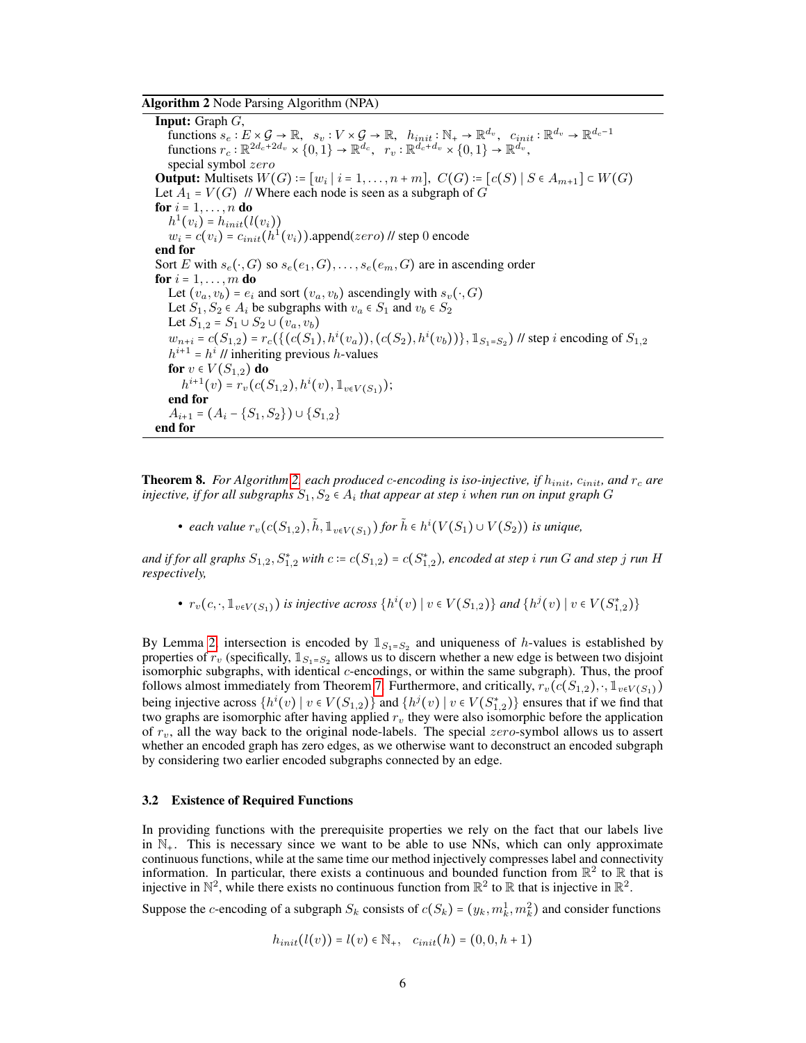**Algorithm 2** Node Parsing Algorithm (NPA)

```
Input: Graph G,
    functions s_e : E × 𝒢 → ℝ,  s_v : V × 𝒢 → ℝ,  h_init : ℕ_+ → ℝ^{d_v},  c_init : ℝ^{d_v} → ℝ^{d_c−1}
    functions r_c : ℝ^{2d_c+2d_v} × {0,1} → ℝ^{d_c},  r_v : ℝ^{d_c+d_v} × {0,1} → ℝ^{d_v},
    special symbol zero
Output: Multisets W(G) := [w_i | i = 1,...,n+m],  C(G) := [c(S) | S ∈ A_{m+1}] ⊂ W(G)
Let A_1 = V(G)  // Where each node is seen as a subgraph of G
for i = 1,...,n do
    h^1(v_i) = h_init(l(v_i))
    w_i = c(v_i) = c_init(h^1(v_i)).append(zero) // step 0 encode
end for
Sort E with s_e(·,G) so s_e(e_1,G),...,s_e(e_m,G) are in ascending order
for i = 1,...,m do
    Let (v_a,v_b) = e_i and sort (v_a,v_b) ascendingly with s_v(·,G)
    Let S_1, S_2 ∈ A_i be subgraphs with v_a ∈ S_1 and v_b ∈ S_2
    Let S_{1,2} = S_1 ∪ S_2 ∪ (v_a,v_b)
    w_{n+i} = c(S_{1,2}) = r_c({(c(S_1), h^i(v_a)), (c(S_2), h^i(v_b))}, 𝟙_{S_1=S_2}) // step i encoding of S_{1,2}
    h^{i+1} = h^i // inheriting previous h-values
    for v ∈ V(S_{1,2}) do
        h^{i+1}(v) = r_v(c(S_{1,2}), h^i(v), 𝟙_{v∈V(S_1)});
    end for
    A_{i+1} = (A_i − {S_1, S_2}) ∪ {S_{1,2}}
end for
```

**Theorem 8.** *For Algorithm 2, each produced $c$-encoding is iso-injective, if $h_{init}$, $c_{init}$, and $r_c$ are injective, if for all subgraphs $S_1, S_2 \in A_i$ that appear at step $i$ when run on input graph $G$*

- *each value $r_v(c(S_{1,2}), \tilde{h}, \mathbb{1}_{v \in V(S_1)})$ for $\tilde{h} \in h^i(V(S_1) \cup V(S_2))$ is unique,*

*and if for all graphs $S_{1,2}, S^*_{1,2}$ with $c := c(S_{1,2}) = c(S^*_{1,2})$, encoded at step $i$ run $G$ and step $j$ run $H$ respectively,*

- *$r_v(c, \cdot, \mathbb{1}_{v \in V(S_1)})$ is injective across $\{h^i(v) \mid v \in V(S_{1,2})\}$ and $\{h^j(v) \mid v \in V(S^*_{1,2})\}$*

By Lemma 2, intersection is encoded by $\mathbb{1}_{S_1=S_2}$ and uniqueness of $h$-values is established by properties of $r_v$ (specifically, $\mathbb{1}_{S_1=S_2}$ allows us to discern whether a new edge is between two disjoint isomorphic subgraphs, with identical $c$-encodings, or within the same subgraph). Thus, the proof follows almost immediately from Theorem 7. Furthermore, and critically, $r_v(c(S_{1,2}), \cdot, \mathbb{1}_{v \in V(S_1)})$ being injective across $\{h^i(v) \mid v \in V(S_{1,2})\}$ and $\{h^j(v) \mid v \in V(S^*_{1,2})\}$ ensures that if we find that two graphs are isomorphic after having applied $r_v$ they were also isomorphic before the application of $r_v$, all the way back to the original node-labels. The special *zero*-symbol allows us to assert whether an encoded graph has zero edges, as we otherwise want to deconstruct an encoded subgraph by considering two earlier encoded subgraphs connected by an edge.

### 3.2 Existence of Required Functions

In providing functions with the prerequisite properties we rely on the fact that our labels live in $\mathbb{N}_+$. This is necessary since we want to be able to use NNs, which can only approximate continuous functions, while at the same time our method injectively compresses label and connectivity information. In particular, there exists a continuous and bounded function from $\mathbb{R}^2$ to $\mathbb{R}$ that is injective in $\mathbb{N}^2$, while there exists no continuous function from $\mathbb{R}^2$ to $\mathbb{R}$ that is injective in $\mathbb{R}^2$.

Suppose the $c$-encoding of a subgraph $S_k$ consists of $c(S_k) = (y_k, m^1_k, m^2_k)$ and consider functions

$$h_{init}(l(v)) = l(v) \in \mathbb{N}_+, \quad c_{init}(h) = (0, 0, h+1)$$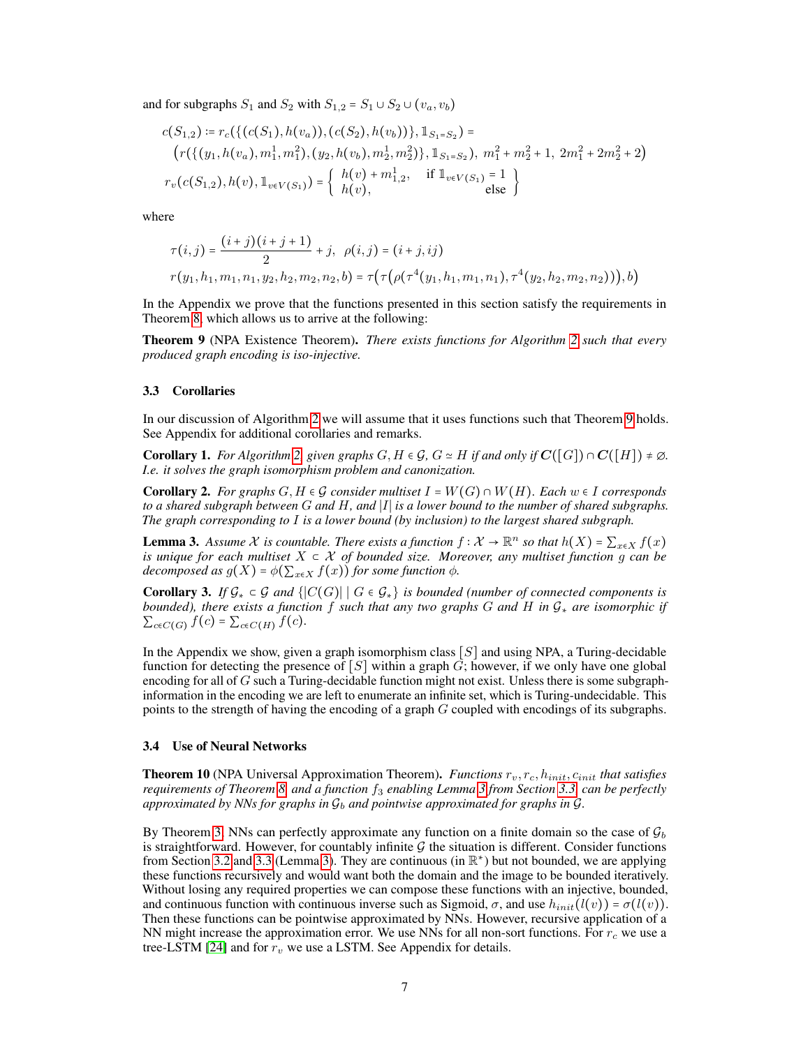and for subgraphs $S_1$ and $S_2$ with $S_{1,2} = S_1 \cup S_2 \cup (v_a, v_b)$

$$
\begin{aligned}
&c(S_{1,2}) := r_c(\{(c(S_1), h(v_a)), (c(S_2), h(v_b))\}, \mathbb{1}_{S_1 = S_2}) = \\
&\quad \big(r(\{(y_1, h(v_a), m_1^1, m_1^2), (y_2, h(v_b), m_2^1, m_2^2)\}, \mathbb{1}_{S_1 = S_2}),\ m_1^2 + m_2^2 + 1,\ 2m_1^2 + 2m_2^2 + 2\big) \\
&r_v(c(S_{1,2}), h(v), \mathbb{1}_{v \in V(S_1)}) = \left\{ \begin{array}{ll} h(v) + m_{1,2}^1, & \text{if } \mathbb{1}_{v \in V(S_1)} = 1 \\ h(v), & \text{else} \end{array} \right\}
\end{aligned}
$$

where

$$
\begin{aligned}
&\tau(i,j) = \frac{(i+j)(i+j+1)}{2} + j, \;\; \rho(i,j) = (i+j, ij) \\
&r(y_1, h_1, m_1, n_1, y_2, h_2, m_2, n_2, b) = \tau\Big(\tau\Big(\rho\big(\tau^4(y_1, h_1, m_1, n_1), \tau^4(y_2, h_2, m_2, n_2)\big)\Big), b\Big)
\end{aligned}
$$

In the Appendix we prove that the functions presented in this section satisfy the requirements in Theorem 8, which allows us to arrive at the following:

**Theorem 9** (NPA Existence Theorem)**.** *There exists functions for Algorithm 2 such that every produced graph encoding is iso-injective.*

### 3.3 Corollaries

In our discussion of Algorithm 2 we will assume that it uses functions such that Theorem 9 holds. See Appendix for additional corollaries and remarks.

**Corollary 1.** *For Algorithm 2, given graphs $G, H \in \mathcal{G}$, $G \simeq H$ if and only if $\boldsymbol{C}([G]) \cap \boldsymbol{C}([H]) \neq \varnothing$. I.e. it solves the graph isomorphism problem and canonization.*

**Corollary 2.** *For graphs $G, H \in \mathcal{G}$ consider multiset $I = W(G) \cap W(H)$. Each $w \in I$ corresponds to a shared subgraph between $G$ and $H$, and $|I|$ is a lower bound to the number of shared subgraphs. The graph corresponding to $I$ is a lower bound (by inclusion) to the largest shared subgraph.*

**Lemma 3.** *Assume $\mathcal{X}$ is countable. There exists a function $f : \mathcal{X} \to \mathbb{R}^n$ so that $h(X) = \sum_{x \in X} f(x)$ is unique for each multiset $X \subset \mathcal{X}$ of bounded size. Moreover, any multiset function $g$ can be decomposed as $g(X) = \phi(\sum_{x \in X} f(x))$ for some function $\phi$.*

**Corollary 3.** *If $\mathcal{G}_* \subset \mathcal{G}$ and $\{|C(G)| \mid G \in \mathcal{G}_*\}$ is bounded (number of connected components is bounded), there exists a function $f$ such that any two graphs $G$ and $H$ in $\mathcal{G}_*$ are isomorphic if $\sum_{c \in C(G)} f(c) = \sum_{c \in C(H)} f(c)$.*

In the Appendix we show, given a graph isomorphism class $[S]$ and using NPA, a Turing-decidable function for detecting the presence of $[S]$ within a graph $G$; however, if we only have one global encoding for all of $G$ such a Turing-decidable function might not exist. Unless there is some subgraph-information in the encoding we are left to enumerate an infinite set, which is Turing-undecidable. This points to the strength of having the encoding of a graph $G$ coupled with encodings of its subgraphs.

### 3.4 Use of Neural Networks

**Theorem 10** (NPA Universal Approximation Theorem)**.** *Functions $r_v, r_c, h_{init}, c_{init}$ that satisfies requirements of Theorem 8, and a function $f_3$ enabling Lemma 3 from Section 3.3, can be perfectly approximated by NNs for graphs in $\mathcal{G}_b$ and pointwise approximated for graphs in $\mathcal{G}$.*

By Theorem 3, NNs can perfectly approximate any function on a finite domain so the case of $\mathcal{G}_b$ is straightforward. However, for countably infinite $\mathcal{G}$ the situation is different. Consider functions from Section 3.2 and 3.3 (Lemma 3). They are continuous (in $\mathbb{R}^*$) but not bounded, we are applying these functions recursively and would want both the domain and the image to be bounded iteratively. Without losing any required properties we can compose these functions with an injective, bounded, and continuous function with continuous inverse such as Sigmoid, $\sigma$, and use $h_{init}(l(v)) = \sigma(l(v))$. Then these functions can be pointwise approximated by NNs. However, recursive application of a NN might increase the approximation error. We use NNs for all non-sort functions. For $r_c$ we use a tree-LSTM [24] and for $r_v$ we use a LSTM. See Appendix for details.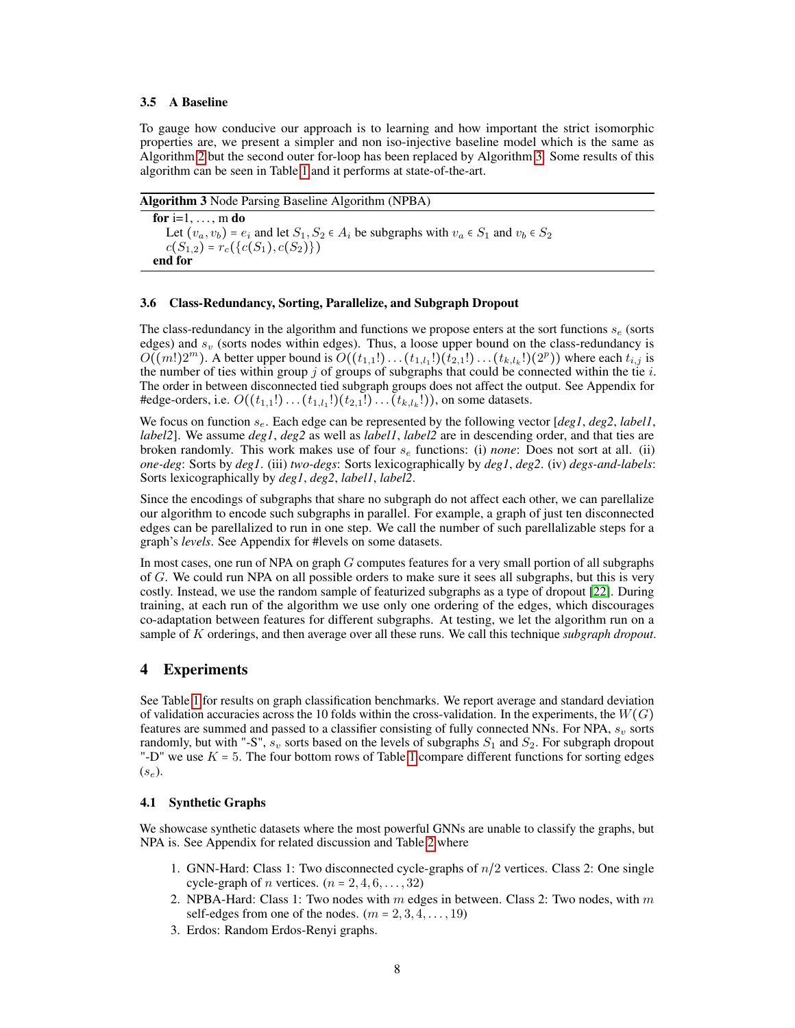### 3.5 A Baseline

To gauge how conducive our approach is to learning and how important the strict isomorphic properties are, we present a simpler and non iso-injective baseline model which is the same as Algorithm 2 but the second outer for-loop has been replaced by Algorithm 3. Some results of this algorithm can be seen in Table 1 and it performs at state-of-the-art.

**Algorithm 3** Node Parsing Baseline Algorithm (NPBA)

```
for i=1, ..., m do
    Let (v_a, v_b) = e_i and let S_1, S_2 ∈ A_i be subgraphs with v_a ∈ S_1 and v_b ∈ S_2
    c(S_{1,2}) = r_c({c(S_1), c(S_2)})
end for
```

### 3.6 Class-Redundancy, Sorting, Parallelize, and Subgraph Dropout

The class-redundancy in the algorithm and functions we propose enters at the sort functions $s_e$ (sorts edges) and $s_v$ (sorts nodes within edges). Thus, a loose upper bound on the class-redundancy is $O((m!)2^m)$. A better upper bound is $O((t_{1,1}!)\dots(t_{1,l_1}!)(t_{2,1}!)\dots(t_{k,l_k}!)(2^p))$ where each $t_{i,j}$ is the number of ties within group $j$ of groups of subgraphs that could be connected within the tie $i$. The order in between disconnected tied subgraph groups does not affect the output. See Appendix for #edge-orders, i.e. $O((t_{1,1}!)\dots(t_{1,l_1}!)(t_{2,1}!)\dots(t_{k,l_k}!))$, on some datasets.

We focus on function $s_e$. Each edge can be represented by the following vector [*deg1*, *deg2*, *label1*, *label2*]. We assume *deg1*, *deg2* as well as *label1*, *label2* are in descending order, and that ties are broken randomly. This work makes use of four $s_e$ functions: (i) *none*: Does not sort at all. (ii) *one-deg*: Sorts by *deg1*. (iii) *two-degs*: Sorts lexicographically by *deg1*, *deg2*. (iv) *degs-and-labels*: Sorts lexicographically by *deg1*, *deg2*, *label1*, *label2*.

Since the encodings of subgraphs that share no subgraph do not affect each other, we can parellalize our algorithm to encode such subgraphs in parallel. For example, a graph of just ten disconnected edges can be parellalized to run in one step. We call the number of such parellalizable steps for a graph's *levels*. See Appendix for #levels on some datasets.

In most cases, one run of NPA on graph $G$ computes features for a very small portion of all subgraphs of $G$. We could run NPA on all possible orders to make sure it sees all subgraphs, but this is very costly. Instead, we use the random sample of featurized subgraphs as a type of dropout [22]. During training, at each run of the algorithm we use only one ordering of the edges, which discourages co-adaptation between features for different subgraphs. At testing, we let the algorithm run on a sample of $K$ orderings, and then average over all these runs. We call this technique *subgraph dropout*.

## 4 Experiments

See Table 1 for results on graph classification benchmarks. We report average and standard deviation of validation accuracies across the 10 folds within the cross-validation. In the experiments, the $W(G)$ features are summed and passed to a classifier consisting of fully connected NNs. For NPA, $s_v$ sorts randomly, but with "-S", $s_v$ sorts based on the levels of subgraphs $S_1$ and $S_2$. For subgraph dropout "-D" we use $K = 5$. The four bottom rows of Table 1 compare different functions for sorting edges ($s_e$).

### 4.1 Synthetic Graphs

We showcase synthetic datasets where the most powerful GNNs are unable to classify the graphs, but NPA is. See Appendix for related discussion and Table 2 where

1. GNN-Hard: Class 1: Two disconnected cycle-graphs of $n/2$ vertices. Class 2: One single cycle-graph of $n$ vertices. ($n = 2, 4, 6, \dots, 32$)
2. NPBA-Hard: Class 1: Two nodes with $m$ edges in between. Class 2: Two nodes, with $m$ self-edges from one of the nodes. ($m = 2, 3, 4, \dots, 19$)
3. Erdos: Random Erdos-Renyi graphs.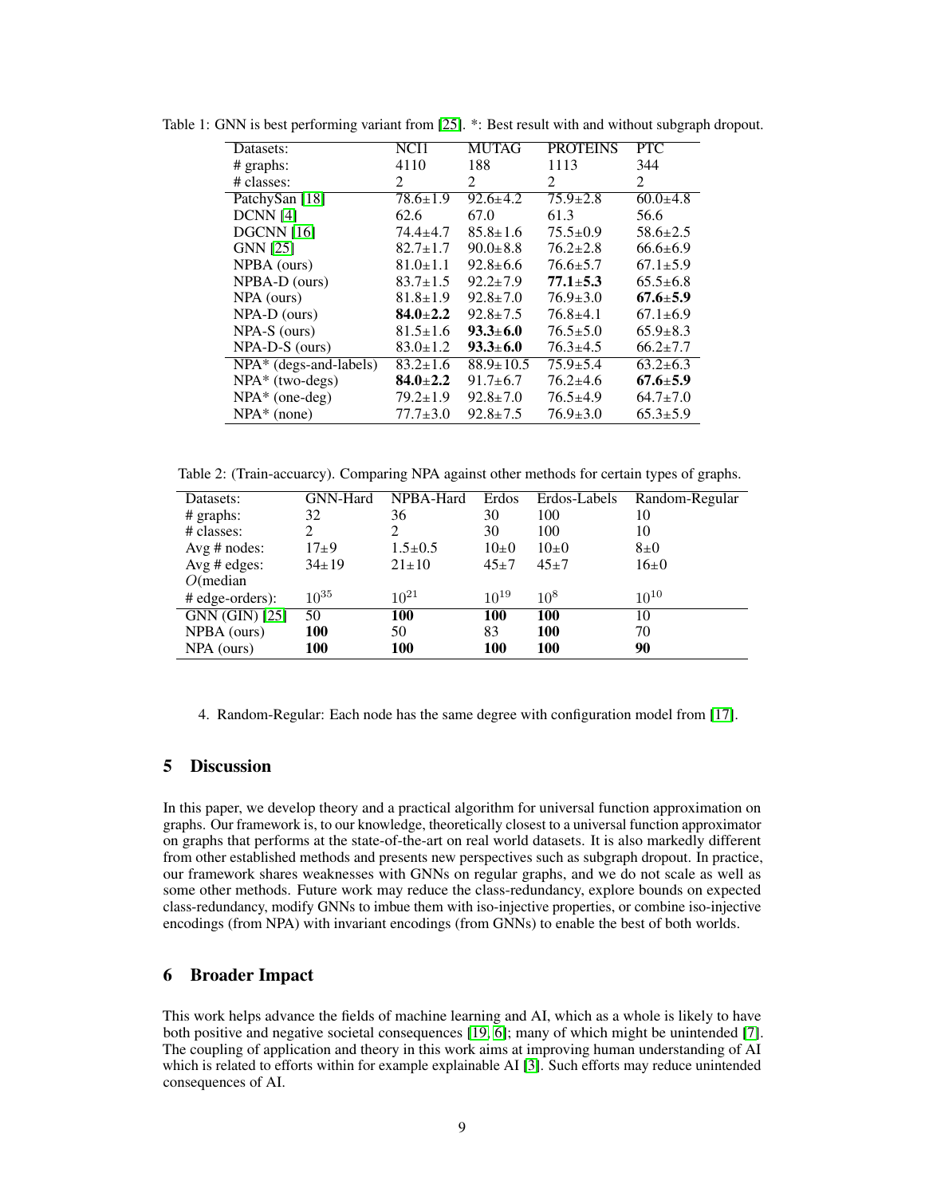Table 1: GNN is best performing variant from [25]. *: Best result with and without subgraph dropout.

| Datasets: | NCI1 | MUTAG | PROTEINS | PTC |
|---|---|---|---|---|
| # graphs: | 4110 | 188 | 1113 | 344 |
| # classes: | 2 | 2 | 2 | 2 |
| PatchySan [18] | 78.6±1.9 | 92.6±4.2 | 75.9±2.8 | 60.0±4.8 |
| DCNN [4] | 62.6 | 67.0 | 61.3 | 56.6 |
| DGCNN [16] | 74.4±4.7 | 85.8±1.6 | 75.5±0.9 | 58.6±2.5 |
| GNN [25] | 82.7±1.7 | 90.0±8.8 | 76.2±2.8 | 66.6±6.9 |
| NPBA (ours) | 81.0±1.1 | 92.8±6.6 | 76.6±5.7 | 67.1±5.9 |
| NPBA-D (ours) | 83.7±1.5 | 92.2±7.9 | **77.1±5.3** | 65.5±6.8 |
| NPA (ours) | 81.8±1.9 | 92.8±7.0 | 76.9±3.0 | **67.6±5.9** |
| NPA-D (ours) | **84.0±2.2** | 92.8±7.5 | 76.8±4.1 | 67.1±6.9 |
| NPA-S (ours) | 81.5±1.6 | **93.3±6.0** | 76.5±5.0 | 65.9±8.3 |
| NPA-D-S (ours) | 83.0±1.2 | **93.3±6.0** | 76.3±4.5 | 66.2±7.7 |
| NPA* (degs-and-labels) | 83.2±1.6 | 88.9±10.5 | 75.9±5.4 | 63.2±6.3 |
| NPA* (two-degs) | **84.0±2.2** | 91.7±6.7 | 76.2±4.6 | **67.6±5.9** |
| NPA* (one-deg) | 79.2±1.9 | 92.8±7.0 | 76.5±4.9 | 64.7±7.0 |
| NPA* (none) | 77.7±3.0 | 92.8±7.5 | 76.9±3.0 | 65.3±5.9 |

Table 2: (Train-accuarcy). Comparing NPA against other methods for certain types of graphs.

| Datasets: | GNN-Hard | NPBA-Hard | Erdos | Erdos-Labels | Random-Regular |
|---|---|---|---|---|---|
| # graphs: | 32 | 36 | 30 | 100 | 10 |
| # classes: | 2 | 2 | 30 | 100 | 10 |
| Avg # nodes: | 17±9 | 1.5±0.5 | 10±0 | 10±0 | 8±0 |
| Avg # edges: | 34±19 | 21±10 | 45±7 | 45±7 | 16±0 |
| $O$(median # edge-orders): | $10^{35}$ | $10^{21}$ | $10^{19}$ | $10^{8}$ | $10^{10}$ |
| GNN (GIN) [25] | 50 | **100** | **100** | **100** | 10 |
| NPBA (ours) | **100** | 50 | 83 | **100** | 70 |
| NPA (ours) | **100** | **100** | **100** | **100** | **90** |

4. Random-Regular: Each node has the same degree with configuration model from [17].

## 5 Discussion

In this paper, we develop theory and a practical algorithm for universal function approximation on graphs. Our framework is, to our knowledge, theoretically closest to a universal function approximator on graphs that performs at the state-of-the-art on real world datasets. It is also markedly different from other established methods and presents new perspectives such as subgraph dropout. In practice, our framework shares weaknesses with GNNs on regular graphs, and we do not scale as well as some other methods. Future work may reduce the class-redundancy, explore bounds on expected class-redundancy, modify GNNs to imbue them with iso-injective properties, or combine iso-injective encodings (from NPA) with invariant encodings (from GNNs) to enable the best of both worlds.

## 6 Broader Impact

This work helps advance the fields of machine learning and AI, which as a whole is likely to have both positive and negative societal consequences [19, 6]; many of which might be unintended [7]. The coupling of application and theory in this work aims at improving human understanding of AI which is related to efforts within for example explainable AI [3]. Such efforts may reduce unintended consequences of AI.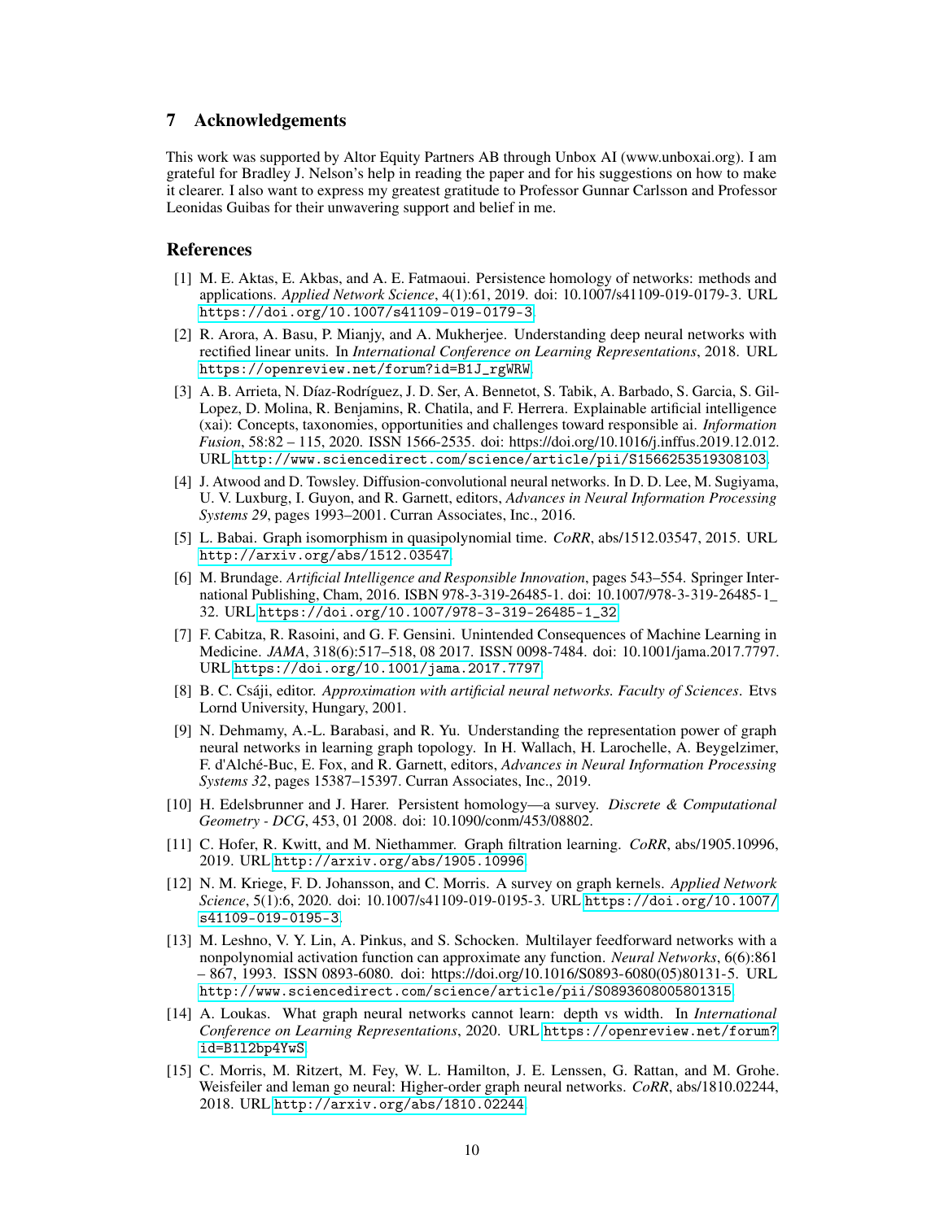## 7 Acknowledgements

This work was supported by Altor Equity Partners AB through Unbox AI (www.unboxai.org). I am grateful for Bradley J. Nelson's help in reading the paper and for his suggestions on how to make it clearer. I also want to express my greatest gratitude to Professor Gunnar Carlsson and Professor Leonidas Guibas for their unwavering support and belief in me.

## References

[1] M. E. Aktas, E. Akbas, and A. E. Fatmaoui. Persistence homology of networks: methods and applications. *Applied Network Science*, 4(1):61, 2019. doi: 10.1007/s41109-019-0179-3. URL https://doi.org/10.1007/s41109-019-0179-3.

[2] R. Arora, A. Basu, P. Mianjy, and A. Mukherjee. Understanding deep neural networks with rectified linear units. In *International Conference on Learning Representations*, 2018. URL https://openreview.net/forum?id=B1J_rgWRW.

[3] A. B. Arrieta, N. Díaz-Rodríguez, J. D. Ser, A. Bennetot, S. Tabik, A. Barbado, S. Garcia, S. Gil-Lopez, D. Molina, R. Benjamins, R. Chatila, and F. Herrera. Explainable artificial intelligence (xai): Concepts, taxonomies, opportunities and challenges toward responsible ai. *Information Fusion*, 58:82 – 115, 2020. ISSN 1566-2535. doi: https://doi.org/10.1016/j.inffus.2019.12.012. URL http://www.sciencedirect.com/science/article/pii/S1566253519308103.

[4] J. Atwood and D. Towsley. Diffusion-convolutional neural networks. In D. D. Lee, M. Sugiyama, U. V. Luxburg, I. Guyon, and R. Garnett, editors, *Advances in Neural Information Processing Systems 29*, pages 1993–2001. Curran Associates, Inc., 2016.

[5] L. Babai. Graph isomorphism in quasipolynomial time. *CoRR*, abs/1512.03547, 2015. URL http://arxiv.org/abs/1512.03547.

[6] M. Brundage. *Artificial Intelligence and Responsible Innovation*, pages 543–554. Springer International Publishing, Cham, 2016. ISBN 978-3-319-26485-1. doi: 10.1007/978-3-319-26485-1_32. URL https://doi.org/10.1007/978-3-319-26485-1_32.

[7] F. Cabitza, R. Rasoini, and G. F. Gensini. Unintended Consequences of Machine Learning in Medicine. *JAMA*, 318(6):517–518, 08 2017. ISSN 0098-7484. doi: 10.1001/jama.2017.7797. URL https://doi.org/10.1001/jama.2017.7797.

[8] B. C. Csáji, editor. *Approximation with artificial neural networks. Faculty of Sciences*. Etvs Lornd University, Hungary, 2001.

[9] N. Dehmamy, A.-L. Barabasi, and R. Yu. Understanding the representation power of graph neural networks in learning graph topology. In H. Wallach, H. Larochelle, A. Beygelzimer, F. d'Alché-Buc, E. Fox, and R. Garnett, editors, *Advances in Neural Information Processing Systems 32*, pages 15387–15397. Curran Associates, Inc., 2019.

[10] H. Edelsbrunner and J. Harer. Persistent homology—a survey. *Discrete & Computational Geometry - DCG*, 453, 01 2008. doi: 10.1090/conm/453/08802.

[11] C. Hofer, R. Kwitt, and M. Niethammer. Graph filtration learning. *CoRR*, abs/1905.10996, 2019. URL http://arxiv.org/abs/1905.10996.

[12] N. M. Kriege, F. D. Johansson, and C. Morris. A survey on graph kernels. *Applied Network Science*, 5(1):6, 2020. doi: 10.1007/s41109-019-0195-3. URL https://doi.org/10.1007/s41109-019-0195-3.

[13] M. Leshno, V. Y. Lin, A. Pinkus, and S. Schocken. Multilayer feedforward networks with a nonpolynomial activation function can approximate any function. *Neural Networks*, 6(6):861 – 867, 1993. ISSN 0893-6080. doi: https://doi.org/10.1016/S0893-6080(05)80131-5. URL http://www.sciencedirect.com/science/article/pii/S0893608005801315.

[14] A. Loukas. What graph neural networks cannot learn: depth vs width. In *International Conference on Learning Representations*, 2020. URL https://openreview.net/forum?id=B1l2bp4YwS.

[15] C. Morris, M. Ritzert, M. Fey, W. L. Hamilton, J. E. Lenssen, G. Rattan, and M. Grohe. Weisfeiler and leman go neural: Higher-order graph neural networks. *CoRR*, abs/1810.02244, 2018. URL http://arxiv.org/abs/1810.02244.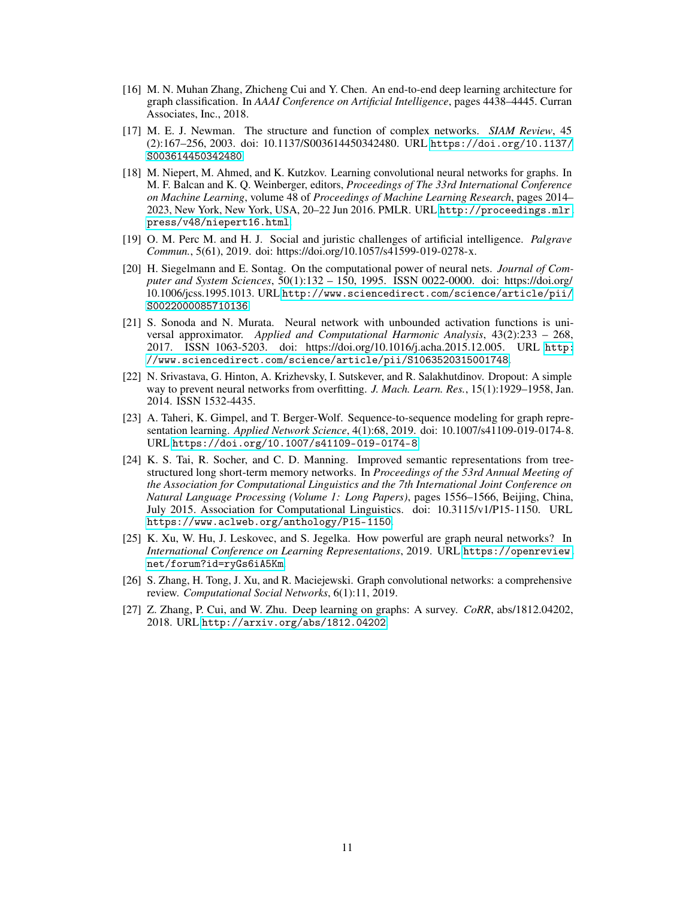[16] M. N. Muhan Zhang, Zhicheng Cui and Y. Chen. An end-to-end deep learning architecture for graph classification. In *AAAI Conference on Artificial Intelligence*, pages 4438–4445. Curran Associates, Inc., 2018.

[17] M. E. J. Newman. The structure and function of complex networks. *SIAM Review*, 45 (2):167–256, 2003. doi: 10.1137/S003614450342480. URL https://doi.org/10.1137/S003614450342480.

[18] M. Niepert, M. Ahmed, and K. Kutzkov. Learning convolutional neural networks for graphs. In M. F. Balcan and K. Q. Weinberger, editors, *Proceedings of The 33rd International Conference on Machine Learning*, volume 48 of *Proceedings of Machine Learning Research*, pages 2014–2023, New York, New York, USA, 20–22 Jun 2016. PMLR. URL http://proceedings.mlr.press/v48/niepert16.html.

[19] O. M. Perc M. and H. J. Social and juristic challenges of artificial intelligence. *Palgrave Commun.*, 5(61), 2019. doi: https://doi.org/10.1057/s41599-019-0278-x.

[20] H. Siegelmann and E. Sontag. On the computational power of neural nets. *Journal of Computer and System Sciences*, 50(1):132 – 150, 1995. ISSN 0022-0000. doi: https://doi.org/10.1006/jcss.1995.1013. URL http://www.sciencedirect.com/science/article/pii/S0022000085710136.

[21] S. Sonoda and N. Murata. Neural network with unbounded activation functions is universal approximator. *Applied and Computational Harmonic Analysis*, 43(2):233 – 268, 2017. ISSN 1063-5203. doi: https://doi.org/10.1016/j.acha.2015.12.005. URL http://www.sciencedirect.com/science/article/pii/S1063520315001748.

[22] N. Srivastava, G. Hinton, A. Krizhevsky, I. Sutskever, and R. Salakhutdinov. Dropout: A simple way to prevent neural networks from overfitting. *J. Mach. Learn. Res.*, 15(1):1929–1958, Jan. 2014. ISSN 1532-4435.

[23] A. Taheri, K. Gimpel, and T. Berger-Wolf. Sequence-to-sequence modeling for graph representation learning. *Applied Network Science*, 4(1):68, 2019. doi: 10.1007/s41109-019-0174-8. URL https://doi.org/10.1007/s41109-019-0174-8.

[24] K. S. Tai, R. Socher, and C. D. Manning. Improved semantic representations from tree-structured long short-term memory networks. In *Proceedings of the 53rd Annual Meeting of the Association for Computational Linguistics and the 7th International Joint Conference on Natural Language Processing (Volume 1: Long Papers)*, pages 1556–1566, Beijing, China, July 2015. Association for Computational Linguistics. doi: 10.3115/v1/P15-1150. URL https://www.aclweb.org/anthology/P15-1150.

[25] K. Xu, W. Hu, J. Leskovec, and S. Jegelka. How powerful are graph neural networks? In *International Conference on Learning Representations*, 2019. URL https://openreview.net/forum?id=ryGs6iA5Km.

[26] S. Zhang, H. Tong, J. Xu, and R. Maciejewski. Graph convolutional networks: a comprehensive review. *Computational Social Networks*, 6(1):11, 2019.

[27] Z. Zhang, P. Cui, and W. Zhu. Deep learning on graphs: A survey. *CoRR*, abs/1812.04202, 2018. URL http://arxiv.org/abs/1812.04202.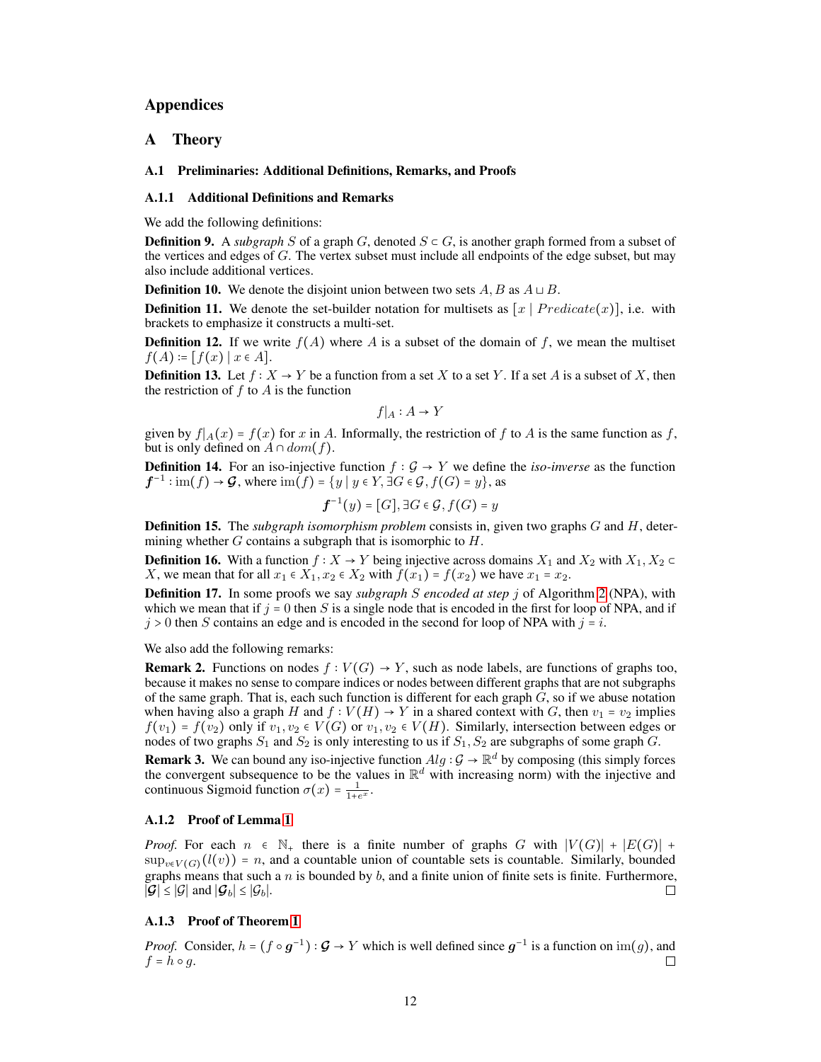# Appendices

# A Theory

### A.1 Preliminaries: Additional Definitions, Remarks, and Proofs

#### A.1.1 Additional Definitions and Remarks

We add the following definitions:

**Definition 9.** A *subgraph* $S$ of a graph $G$, denoted $S \subset G$, is another graph formed from a subset of the vertices and edges of $G$. The vertex subset must include all endpoints of the edge subset, but may also include additional vertices.

**Definition 10.** We denote the disjoint union between two sets $A, B$ as $A \sqcup B$.

**Definition 11.** We denote the set-builder notation for multisets as $[x \mid Predicate(x)]$, i.e. with brackets to emphasize it constructs a multi-set.

**Definition 12.** If we write $f(A)$ where $A$ is a subset of the domain of $f$, we mean the multiset $f(A) \coloneqq [f(x) \mid x \in A]$.

**Definition 13.** Let $f : X \to Y$ be a function from a set $X$ to a set $Y$. If a set $A$ is a subset of $X$, then the restriction of $f$ to $A$ is the function

$$f|_A : A \to Y$$

given by $f|_A(x) = f(x)$ for $x$ in $A$. Informally, the restriction of $f$ to $A$ is the same function as $f$, but is only defined on $A \cap dom(f)$.

**Definition 14.** For an iso-injective function $f : \mathcal{G} \to Y$ we define the *iso-inverse* as the function $\boldsymbol{f}^{-1} : \mathrm{im}(f) \to \boldsymbol{\mathcal{G}}$, where $\mathrm{im}(f) = \{y \mid y \in Y, \exists G \in \mathcal{G}, f(G) = y\}$, as

$$\boldsymbol{f}^{-1}(y) = [G], \exists G \in \mathcal{G}, f(G) = y$$

**Definition 15.** The *subgraph isomorphism problem* consists in, given two graphs $G$ and $H$, determining whether $G$ contains a subgraph that is isomorphic to $H$.

**Definition 16.** With a function $f : X \to Y$ being injective across domains $X_1$ and $X_2$ with $X_1, X_2 \subset X$, we mean that for all $x_1 \in X_1, x_2 \in X_2$ with $f(x_1) = f(x_2)$ we have $x_1 = x_2$.

**Definition 17.** In some proofs we say *subgraph $S$ encoded at step $j$* of Algorithm 2 (NPA), with which we mean that if $j = 0$ then $S$ is a single node that is encoded in the first for loop of NPA, and if $j > 0$ then $S$ contains an edge and is encoded in the second for loop of NPA with $j = i$.

We also add the following remarks:

**Remark 2.** Functions on nodes $f : V(G) \to Y$, such as node labels, are functions of graphs too, because it makes no sense to compare indices or nodes between different graphs that are not subgraphs of the same graph. That is, each such function is different for each graph $G$, so if we abuse notation when having also a graph $H$ and $f : V(H) \to Y$ in a shared context with $G$, then $v_1 = v_2$ implies $f(v_1) = f(v_2)$ only if $v_1, v_2 \in V(G)$ or $v_1, v_2 \in V(H)$. Similarly, intersection between edges or nodes of two graphs $S_1$ and $S_2$ is only interesting to us if $S_1, S_2$ are subgraphs of some graph $G$.

**Remark 3.** We can bound any iso-injective function $Alg : \mathcal{G} \to \mathbb{R}^d$ by composing (this simply forces the convergent subsequence to be the values in $\mathbb{R}^d$ with increasing norm) with the injective and continuous Sigmoid function $\sigma(x) = \frac{1}{1+e^x}$.

#### A.1.2 Proof of Lemma 1

*Proof.* For each $n \in \mathbb{N}_+$ there is a finite number of graphs $G$ with $|V(G)| + |E(G)| + \sup_{v \in V(G)}(l(v)) = n$, and a countable union of countable sets is countable. Similarly, bounded graphs means that such a $n$ is bounded by $b$, and a finite union of finite sets is finite. Furthermore, $|\boldsymbol{\mathcal{G}}| \leq |\mathcal{G}|$ and $|\boldsymbol{\mathcal{G}}_b| \leq |\mathcal{G}_b|$. □

#### A.1.3 Proof of Theorem 1

*Proof.* Consider, $h = (f \circ \boldsymbol{g}^{-1}) : \boldsymbol{\mathcal{G}} \to Y$ which is well defined since $\boldsymbol{g}^{-1}$ is a function on $\mathrm{im}(g)$, and $f = h \circ g$. □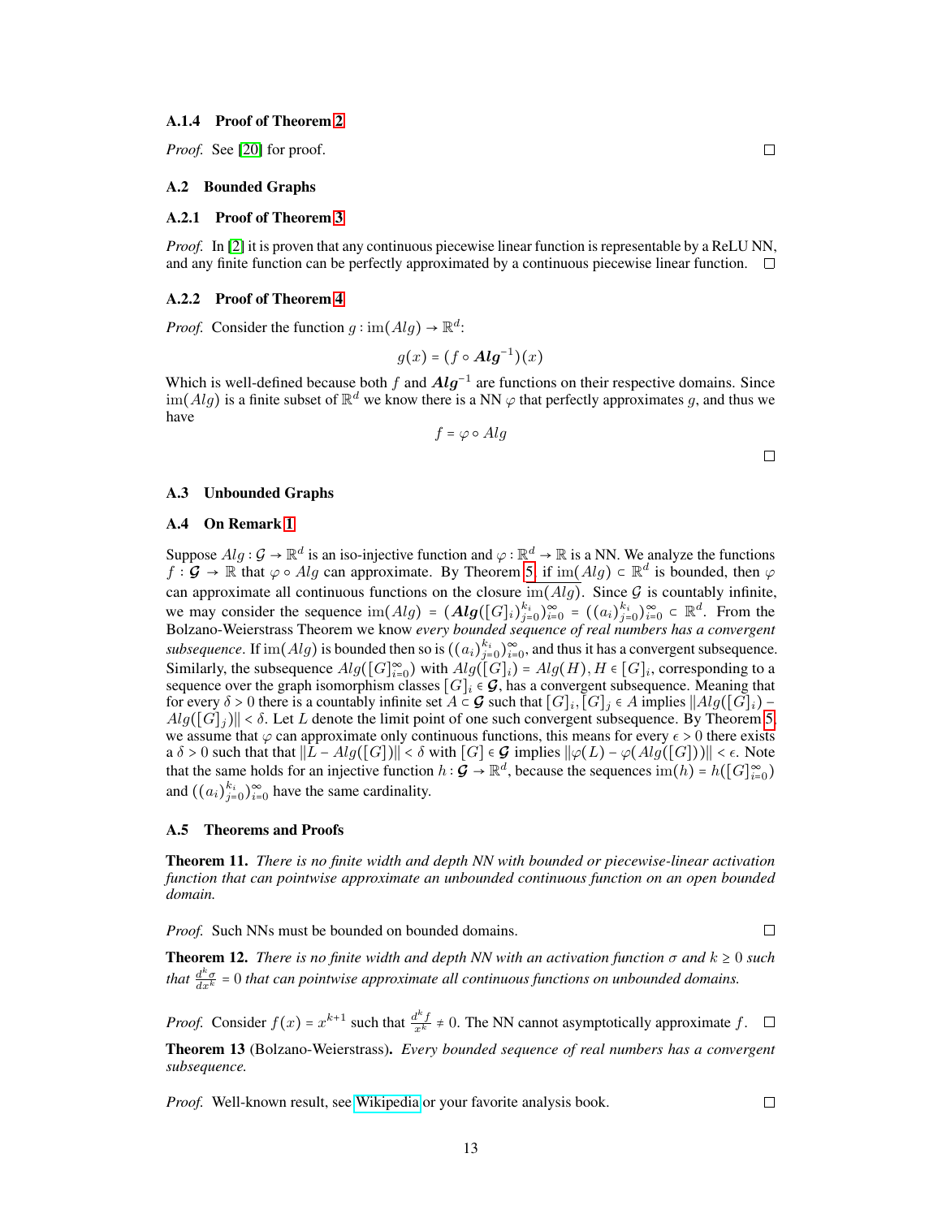#### A.1.4 Proof of Theorem 2

*Proof.* See [20] for proof. □

### A.2 Bounded Graphs

#### A.2.1 Proof of Theorem 3

*Proof.* In [2] it is proven that any continuous piecewise linear function is representable by a ReLU NN, and any finite function can be perfectly approximated by a continuous piecewise linear function. □

#### A.2.2 Proof of Theorem 4

*Proof.* Consider the function $g : \text{im}(Alg) \to \mathbb{R}^d$:

$$g(x) = (f \circ \boldsymbol{Alg}^{-1})(x)$$

Which is well-defined because both $f$ and $\boldsymbol{Alg}^{-1}$ are functions on their respective domains. Since $\text{im}(Alg)$ is a finite subset of $\mathbb{R}^d$ we know there is a NN $\varphi$ that perfectly approximates $g$, and thus we have

$$f = \varphi \circ Alg$$

□

### A.3 Unbounded Graphs

### A.4 On Remark 1

Suppose $Alg : \mathcal{G} \to \mathbb{R}^d$ is an iso-injective function and $\varphi : \mathbb{R}^d \to \mathbb{R}$ is a NN. We analyze the functions $f : \boldsymbol{\mathcal{G}} \to \mathbb{R}$ that $\varphi \circ Alg$ can approximate. By Theorem 5, if $\text{im}(Alg) \subset \mathbb{R}^d$ is bounded, then $\varphi$ can approximate all continuous functions on the closure $\text{im}(Alg)$. Since $\mathcal{G}$ is countably infinite, we may consider the sequence $\text{im}(Alg) = (\boldsymbol{Alg}([G]_i)_{j=0}^{k_i})_{i=0}^{\infty} = ((a_i)_{j=0}^{k_i})_{i=0}^{\infty} \subset \mathbb{R}^d$. From the Bolzano-Weierstrass Theorem we know *every bounded sequence of real numbers has a convergent subsequence*. If $\text{im}(Alg)$ is bounded then so is $((a_i)_{j=0}^{k_i})_{i=0}^{\infty}$, and thus it has a convergent subsequence. Similarly, the subsequence $Alg([G]_{i=0}^{\infty})$ with $Alg([G]_i) = Alg(H), H \in [G]_i$, corresponding to a sequence over the graph isomorphism classes $[G]_i \in \boldsymbol{\mathcal{G}}$, has a convergent subsequence. Meaning that for every $\delta > 0$ there is a countably infinite set $A \subset \boldsymbol{\mathcal{G}}$ such that $[G]_i, [G]_j \in A$ implies $\|Alg([G]_i) - Alg([G]_j)\| < \delta$. Let $L$ denote the limit point of one such convergent subsequence. By Theorem 5, we assume that $\varphi$ can approximate only continuous functions, this means for every $\epsilon > 0$ there exists a $\delta > 0$ such that that $\|L - Alg([G])\| < \delta$ with $[G] \in \boldsymbol{\mathcal{G}}$ implies $\|\varphi(L) - \varphi(Alg([G]))\| < \epsilon$. Note that the same holds for an injective function $h : \boldsymbol{\mathcal{G}} \to \mathbb{R}^d$, because the sequences $\text{im}(h) = h([G]_{i=0}^{\infty})$ and $((a_i)_{j=0}^{k_i})_{i=0}^{\infty}$ have the same cardinality.

### A.5 Theorems and Proofs

**Theorem 11.** *There is no finite width and depth NN with bounded or piecewise-linear activation function that can pointwise approximate an unbounded continuous function on an open bounded domain.*

*Proof.* Such NNs must be bounded on bounded domains. □

**Theorem 12.** *There is no finite width and depth NN with an activation function $\sigma$ and $k \geq 0$ such that $\frac{d^k \sigma}{dx^k} = 0$ that can pointwise approximate all continuous functions on unbounded domains.*

*Proof.* Consider $f(x) = x^{k+1}$ such that $\frac{d^k f}{x^k} \neq 0$. The NN cannot asymptotically approximate $f$. □

**Theorem 13** (Bolzano-Weierstrass)**.** *Every bounded sequence of real numbers has a convergent subsequence.*

*Proof.* Well-known result, see Wikipedia or your favorite analysis book. □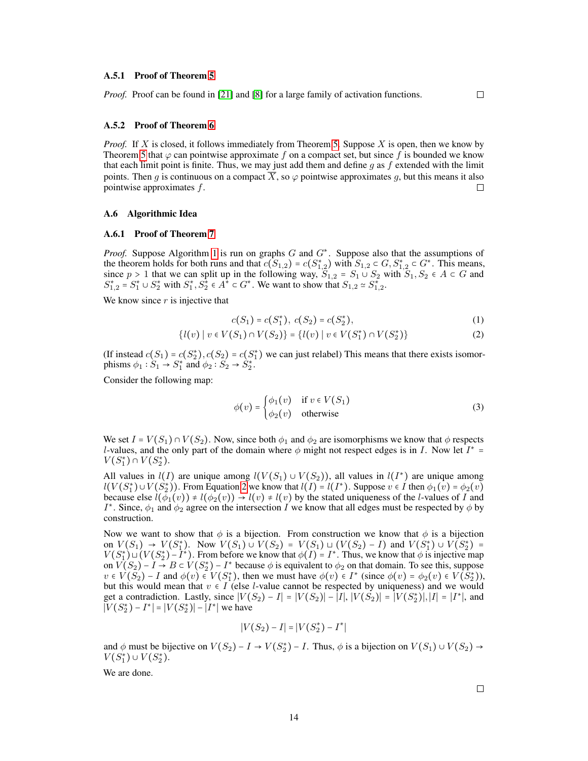#### A.5.1 Proof of Theorem 5

*Proof.* Proof can be found in [21] and [8] for a large family of activation functions. ◻

#### A.5.2 Proof of Theorem 6

*Proof.* If $X$ is closed, it follows immediately from Theorem 5. Suppose $X$ is open, then we know by Theorem 5 that $\varphi$ can pointwise approximate $f$ on a compact set, but since $f$ is bounded we know that each limit point is finite. Thus, we may just add them and define $g$ as $f$ extended with the limit points. Then $g$ is continuous on a compact $\overline{X}$, so $\varphi$ pointwise approximates $g$, but this means it also pointwise approximates $f$. ◻

### A.6 Algorithmic Idea

#### A.6.1 Proof of Theorem 7

*Proof.* Suppose Algorithm 1 is run on graphs $G$ and $G^*$. Suppose also that the assumptions of the theorem holds for both runs and that $c(S_{1,2}) = c(S^*_{1,2})$ with $S_{1,2} \subset G, S^*_{1,2} \subset G^*$. This means, since $p > 1$ that we can split up in the following way, $S_{1,2} = S_1 \cup S_2$ with $S_1, S_2 \in A \subset G$ and $S^*_{1,2} = S^*_1 \cup S^*_2$ with $S^*_1, S^*_2 \in A^* \subset G^*$. We want to show that $S_{1,2} \simeq S^*_{1,2}$.

We know since $r$ is injective that

$$c(S_1) = c(S^*_1),\ c(S_2) = c(S^*_2), \tag{1}$$

$$\{l(v) \mid v \in V(S_1) \cap V(S_2)\} = \{l(v) \mid v \in V(S^*_1) \cap V(S^*_2)\} \tag{2}$$

(If instead $c(S_1) = c(S^*_2), c(S_2) = c(S^*_1)$ we can just relabel) This means that there exists isomorphisms $\phi_1 : S_1 \to S^*_1$ and $\phi_2 : S_2 \to S^*_2$.

Consider the following map:

$$\phi(v) = \begin{cases} \phi_1(v) & \text{if } v \in V(S_1) \\ \phi_2(v) & \text{otherwise} \end{cases} \tag{3}$$

We set $I = V(S_1) \cap V(S_2)$. Now, since both $\phi_1$ and $\phi_2$ are isomorphisms we know that $\phi$ respects $l$-values, and the only part of the domain where $\phi$ might not respect edges is in $I$. Now let $I^* = V(S^*_1) \cap V(S^*_2)$.

All values in $l(I)$ are unique among $l(V(S_1) \cup V(S_2))$, all values in $l(I^*)$ are unique among $l(V(S^*_1) \cup V(S^*_2))$. From Equation 2 we know that $l(I) = l(I^*)$. Suppose $v \in I$ then $\phi_1(v) = \phi_2(v)$ because else $l(\phi_1(v)) \neq l(\phi_2(v)) \to l(v) \neq l(v)$ by the stated uniqueness of the $l$-values of $I$ and $I^*$. Since, $\phi_1$ and $\phi_2$ agree on the intersection $I$ we know that all edges must be respected by $\phi$ by construction.

Now we want to show that $\phi$ is a bijection. From construction we know that $\phi$ is a bijection on $V(S_1) \to V(S^*_1)$. Now $V(S_1) \cup V(S_2) = V(S_1) \sqcup (V(S_2) - I)$ and $V(S^*_1) \cup V(S^*_2) = V(S^*_1) \sqcup (V(S^*_2) - I^*)$. From before we know that $\phi(I) = I^*$. Thus, we know that $\phi$ is injective map on $V(S_2) - I \to B \subset V(S^*_2) - I^*$ because $\phi$ is equivalent to $\phi_2$ on that domain. To see this, suppose $v \in V(S_2) - I$ and $\phi(v) \in V(S^*_1)$, then we must have $\phi(v) \in I^*$ (since $\phi(v) = \phi_2(v) \in V(S^*_2)$), but this would mean that $v \in I$ (else $l$-value cannot be respected by uniqueness) and we would get a contradiction. Lastly, since $|V(S_2) - I| = |V(S_2)| - |I|$, $|V(S_2)| = |V(S^*_2)|, |I| = |I^*|$, and $|V(S^*_2) - I^*| = |V(S^*_2)| - |I^*|$ we have

$$|V(S_2) - I| = |V(S^*_2) - I^*|$$

and $\phi$ must be bijective on $V(S_2) - I \to V(S^*_2) - I$. Thus, $\phi$ is a bijection on $V(S_1) \cup V(S_2) \to V(S^*_1) \cup V(S^*_2)$.

We are done.

◻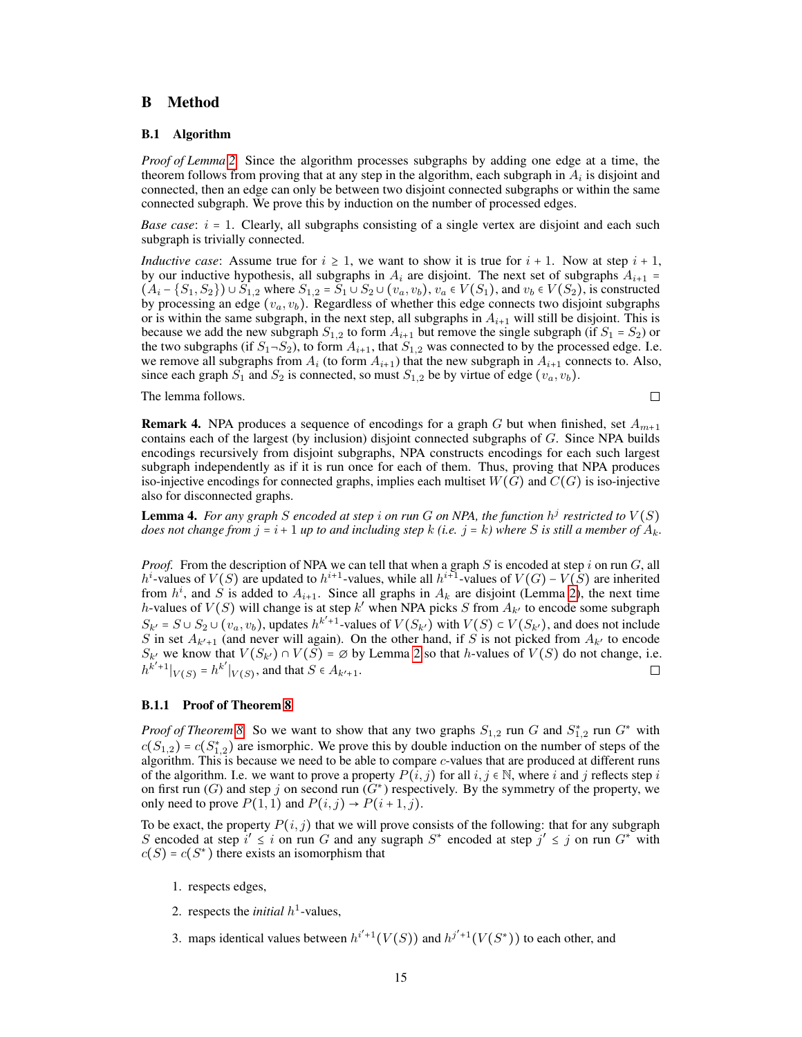# B Method

## B.1 Algorithm

*Proof of Lemma 2.* Since the algorithm processes subgraphs by adding one edge at a time, the theorem follows from proving that at any step in the algorithm, each subgraph in $A_i$ is disjoint and connected, then an edge can only be between two disjoint connected subgraphs or within the same connected subgraph. We prove this by induction on the number of processed edges.

*Base case*: $i = 1$. Clearly, all subgraphs consisting of a single vertex are disjoint and each such subgraph is trivially connected.

*Inductive case*: Assume true for $i \geq 1$, we want to show it is true for $i+1$. Now at step $i+1$, by our inductive hypothesis, all subgraphs in $A_i$ are disjoint. The next set of subgraphs $A_{i+1} = (A_i - \{S_1, S_2\}) \cup S_{1,2}$ where $S_{1,2} = S_1 \cup S_2 \cup (v_a, v_b)$, $v_a \in V(S_1)$, and $v_b \in V(S_2)$, is constructed by processing an edge $(v_a, v_b)$. Regardless of whether this edge connects two disjoint subgraphs or is within the same subgraph, in the next step, all subgraphs in $A_{i+1}$ will still be disjoint. This is because we add the new subgraph $S_{1,2}$ to form $A_{i+1}$ but remove the single subgraph (if $S_1 = S_2$) or the two subgraphs (if $S_1 \neg S_2$), to form $A_{i+1}$, that $S_{1,2}$ was connected to by the processed edge. I.e. we remove all subgraphs from $A_i$ (to form $A_{i+1}$) that the new subgraph in $A_{i+1}$ connects to. Also, since each graph $S_1$ and $S_2$ is connected, so must $S_{1,2}$ be by virtue of edge $(v_a, v_b)$.

The lemma follows. ∎

**Remark 4.** NPA produces a sequence of encodings for a graph $G$ but when finished, set $A_{m+1}$ contains each of the largest (by inclusion) disjoint connected subgraphs of $G$. Since NPA builds encodings recursively from disjoint subgraphs, NPA constructs encodings for each such largest subgraph independently as if it is run once for each of them. Thus, proving that NPA produces iso-injective encodings for connected graphs, implies each multiset $W(G)$ and $C(G)$ is iso-injective also for disconnected graphs.

**Lemma 4.** *For any graph $S$ encoded at step $i$ on run $G$ on NPA, the function $h^j$ restricted to $V(S)$ does not change from $j = i+1$ up to and including step $k$ (i.e. $j = k$) where $S$ is still a member of $A_k$.*

*Proof.* From the description of NPA we can tell that when a graph $S$ is encoded at step $i$ on run $G$, all $h^i$-values of $V(S)$ are updated to $h^{i+1}$-values, while all $h^{i+1}$-values of $V(G) - V(S)$ are inherited from $h^i$, and $S$ is added to $A_{i+1}$. Since all graphs in $A_k$ are disjoint (Lemma 2), the next time $h$-values of $V(S)$ will change is at step $k'$ when NPA picks $S$ from $A_{k'}$ to encode some subgraph $S_{k'} = S \cup S_2 \cup (v_a, v_b)$, updates $h^{k'+1}$-values of $V(S_{k'})$ with $V(S) \subset V(S_{k'})$, and does not include $S$ in set $A_{k'+1}$ (and never will again). On the other hand, if $S$ is not picked from $A_{k'}$ to encode $S_{k'}$ we know that $V(S_{k'}) \cap V(S) = \emptyset$ by Lemma 2 so that $h$-values of $V(S)$ do not change, i.e. $h^{k'+1}|_{V(S)} = h^{k'}|_{V(S)}$, and that $S \in A_{k'+1}$. ∎

### B.1.1 Proof of Theorem 8

*Proof of Theorem 8.* So we want to show that any two graphs $S_{1,2}$ run $G$ and $S^*_{1,2}$ run $G^*$ with $c(S_{1,2}) = c(S^*_{1,2})$ are ismorphic. We prove this by double induction on the number of steps of the algorithm. This is because we need to be able to compare $c$-values that are produced at different runs of the algorithm. I.e. we want to prove a property $P(i,j)$ for all $i, j \in \mathbb{N}$, where $i$ and $j$ reflects step $i$ on first run ($G$) and step $j$ on second run ($G^*$) respectively. By the symmetry of the property, we only need to prove $P(1,1)$ and $P(i,j) \rightarrow P(i+1,j)$.

To be exact, the property $P(i,j)$ that we will prove consists of the following: that for any subgraph $S$ encoded at step $i' \leq i$ on run $G$ and any sugraph $S^*$ encoded at step $j' \leq j$ on run $G^*$ with $c(S) = c(S^*)$ there exists an isomorphism that

1. respects edges,
2. respects the *initial* $h^1$-values,
3. maps identical values between $h^{i'+1}(V(S))$ and $h^{j'+1}(V(S^*))$ to each other, and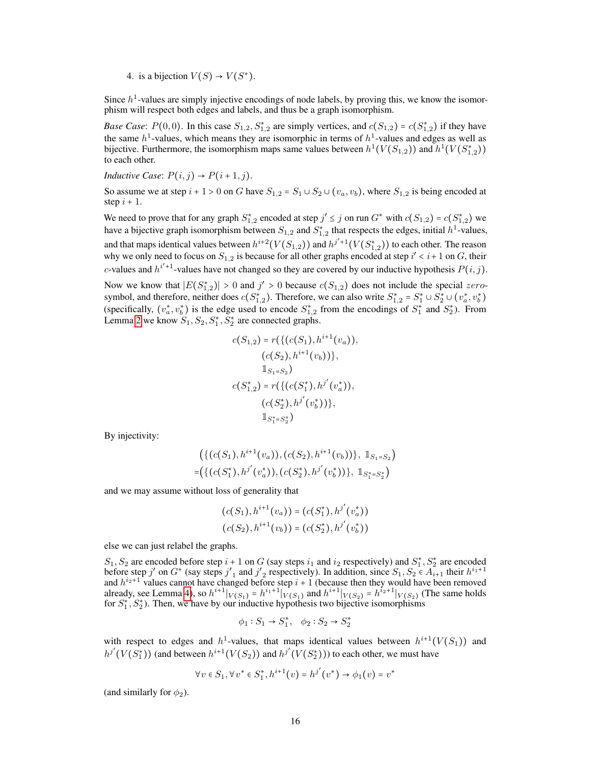4. is a bijection $V(S) \to V(S^*)$.

Since $h^1$-values are simply injective encodings of node labels, by proving this, we know the isomorphism will respect both edges and labels, and thus be a graph isomorphism.

*Base Case*: $P(0,0)$. In this case $S_{1,2}, S^*_{1,2}$ are simply vertices, and $c(S_{1,2}) = c(S^*_{1,2})$ if they have the same $h^1$-values, which means they are isomorphic in terms of $h^1$-values and edges as well as bijective. Furthermore, the isomorphism maps same values between $h^1(V(S_{1,2}))$ and $h^1(V(S^*_{1,2}))$ to each other.

*Inductive Case*: $P(i,j) \to P(i+1,j)$.

So assume we at step $i+1 > 0$ on $G$ have $S_{1,2} = S_1 \cup S_2 \cup (v_a, v_b)$, where $S_{1,2}$ is being encoded at step $i+1$.

We need to prove that for any graph $S^*_{1,2}$ encoded at step $j' \le j$ on run $G^*$ with $c(S_{1,2}) = c(S^*_{1,2})$ we have a bijective graph isomorphism between $S_{1,2}$ and $S^*_{1,2}$ that respects the edges, initial $h^1$-values, and that maps identical values between $h^{i+2}(V(S_{1,2}))$ and $h^{j'+1}(V(S^*_{1,2}))$ to each other. The reason why we only need to focus on $S_{1,2}$ is because for all other graphs encoded at step $i' < i+1$ on $G$, their $c$-values and $h^{i'+1}$-values have not changed so they are covered by our inductive hypothesis $P(i,j)$.

Now we know that $|E(S^*_{1,2})| > 0$ and $j' > 0$ because $c(S_{1,2})$ does not include the special *zero*-symbol, and therefore, neither does $c(S^*_{1,2})$. Therefore, we can also write $S^*_{1,2} = S^*_1 \cup S^*_2 \cup (v^*_a, v^*_b)$ (specifically, $(v^*_a, v^*_b)$ is the edge used to encode $S^*_{1,2}$ from the encodings of $S^*_1$ and $S^*_2$). From Lemma 2 we know $S_1, S_2, S^*_1, S^*_2$ are connected graphs.

$$
\begin{aligned}
c(S_{1,2}) = r(\{&(c(S_1), h^{i+1}(v_a)),\\
&(c(S_2), h^{i+1}(v_b))\},\\
&\mathbb{1}_{S_1 = S_2})\\
c(S^*_{1,2}) = r(\{&(c(S^*_1), h^{j'}(v^*_a)),\\
&(c(S^*_2), h^{j'}(v^*_b))\},\\
&\mathbb{1}_{S^*_1 = S^*_2})
\end{aligned}
$$

By injectivity:

$$
\begin{aligned}
&\left(\{(c(S_1), h^{i+1}(v_a)), (c(S_2), h^{i+1}(v_b))\},\ \mathbb{1}_{S_1 = S_2}\right)\\
=&\left(\{(c(S^*_1), h^{j'}(v^*_a)), (c(S^*_2), h^{j'}(v^*_b))\},\ \mathbb{1}_{S^*_1 = S^*_2}\right)
\end{aligned}
$$

and we may assume without loss of generality that

$$
\begin{aligned}
(c(S_1), h^{i+1}(v_a)) &= (c(S^*_1), h^{j'}(v^*_a))\\
(c(S_2), h^{i+1}(v_b)) &= (c(S^*_2), h^{j'}(v^*_b))
\end{aligned}
$$

else we can just relabel the graphs.

$S_1, S_2$ are encoded before step $i+1$ on $G$ (say steps $i_1$ and $i_2$ respectively) and $S^*_1, S^*_2$ are encoded before step $j'$ on $G^*$ (say steps $j'_1$ and $j'_2$ respectively). In addition, since $S_1, S_2 \in A_{i+1}$ their $h^{i_1+1}$ and $h^{i_2+1}$ values cannot have changed before step $i+1$ (because then they would have been removed already, see Lemma 4), so $h^{i+1}|_{V(S_1)} = h^{i_1+1}|_{V(S_1)}$ and $h^{i+1}|_{V(S_2)} = h^{i_2+1}|_{V(S_2)}$ (The same holds for $S^*_1, S^*_2$). Then, we have by our inductive hypothesis two bijective isomorphisms

$$
\phi_1 : S_1 \to S^*_1, \quad \phi_2 : S_2 \to S^*_2
$$

with respect to edges and $h^1$-values, that maps identical values between $h^{i+1}(V(S_1))$ and $h^{j'}(V(S^*_1))$ (and between $h^{i+1}(V(S_2))$ and $h^{j'}(V(S^*_2))$) to each other, we must have

$$
\forall v \in S_1, \forall v^* \in S^*_1, h^{i+1}(v) = h^{j'}(v^*) \to \phi_1(v) = v^*
$$

(and similarly for $\phi_2$).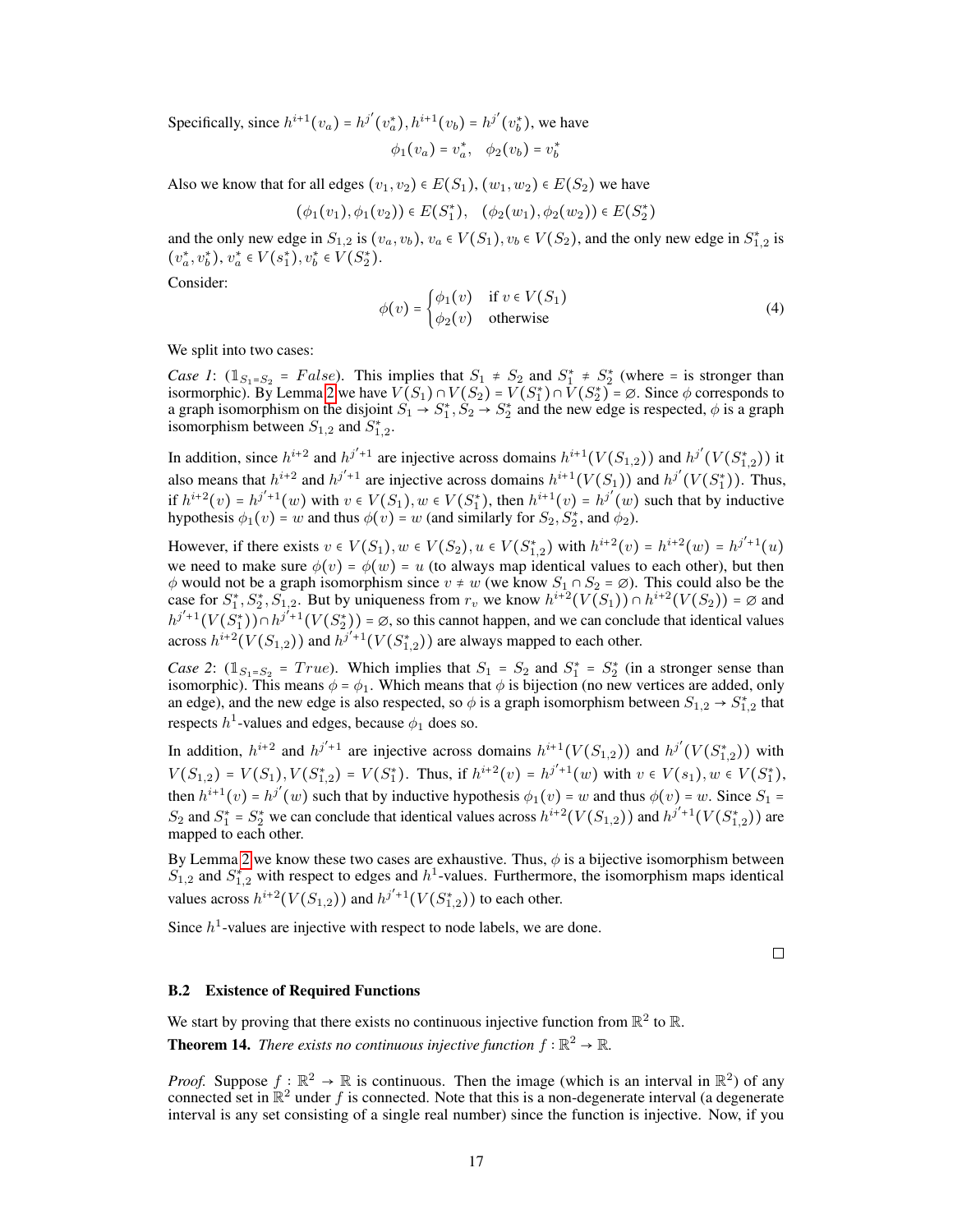Specifically, since $h^{i+1}(v_a) = h^{j'}(v_a^*), h^{i+1}(v_b) = h^{j'}(v_b^*)$, we have

$$\phi_1(v_a) = v_a^*, \quad \phi_2(v_b) = v_b^*$$

Also we know that for all edges $(v_1, v_2) \in E(S_1), (w_1, w_2) \in E(S_2)$ we have

$$(\phi_1(v_1), \phi_1(v_2)) \in E(S_1^*), \quad (\phi_2(w_1), \phi_2(w_2)) \in E(S_2^*)$$

and the only new edge in $S_{1,2}$ is $(v_a, v_b)$, $v_a \in V(S_1), v_b \in V(S_2)$, and the only new edge in $S_{1,2}^*$ is $(v_a^*, v_b^*)$, $v_a^* \in V(s_1^*), v_b^* \in V(S_2^*)$.

Consider:

$$\phi(v) = \begin{cases} \phi_1(v) & \text{if } v \in V(S_1) \\ \phi_2(v) & \text{otherwise} \end{cases} \tag{4}$$

We split into two cases:

*Case 1*: ($\mathbb{1}_{S_1 = S_2} = False$). This implies that $S_1 \neq S_2$ and $S_1^* \neq S_2^*$ (where $=$ is stronger than isormorphic). By Lemma 2 we have $V(S_1) \cap V(S_2) = V(S_1^*) \cap V(S_2^*) = \varnothing$. Since $\phi$ corresponds to a graph isomorphism on the disjoint $S_1 \rightarrow S_1^*, S_2 \rightarrow S_2^*$ and the new edge is respected, $\phi$ is a graph isomorphism between $S_{1,2}$ and $S_{1,2}^*$.

In addition, since $h^{i+2}$ and $h^{j'+1}$ are injective across domains $h^{i+1}(V(S_{1,2}))$ and $h^{j'}(V(S_{1,2}^*))$ it also means that $h^{i+2}$ and $h^{j'+1}$ are injective across domains $h^{i+1}(V(S_1))$ and $h^{j'}(V(S_1^*))$. Thus, if $h^{i+2}(v) = h^{j'+1}(w)$ with $v \in V(S_1), w \in V(S_1^*)$, then $h^{i+1}(v) = h^{j'}(w)$ such that by inductive hypothesis $\phi_1(v) = w$ and thus $\phi(v) = w$ (and similarly for $S_2, S_2^*$, and $\phi_2$).

However, if there exists $v \in V(S_1), w \in V(S_2), u \in V(S_{1,2}^*)$ with $h^{i+2}(v) = h^{i+2}(w) = h^{j'+1}(u)$ we need to make sure $\phi(v) = \phi(w) = u$ (to always map identical values to each other), but then $\phi$ would not be a graph isomorphism since $v \neq w$ (we know $S_1 \cap S_2 = \varnothing$). This could also be the case for $S_1^*, S_2^*, S_{1,2}$. But by uniqueness from $r_v$ we know $h^{i+2}(V(S_1)) \cap h^{i+2}(V(S_2)) = \varnothing$ and $h^{j'+1}(V(S_1^*)) \cap h^{j'+1}(V(S_2^*)) = \varnothing$, so this cannot happen, and we can conclude that identical values across $h^{i+2}(V(S_{1,2}))$ and $h^{j'+1}(V(S_{1,2}^*))$ are always mapped to each other.

*Case 2*: ($\mathbb{1}_{S_1 = S_2} = True$). Which implies that $S_1 = S_2$ and $S_1^* = S_2^*$ (in a stronger sense than isomorphic). This means $\phi = \phi_1$. Which means that $\phi$ is bijection (no new vertices are added, only an edge), and the new edge is also respected, so $\phi$ is a graph isomorphism between $S_{1,2} \rightarrow S_{1,2}^*$ that respects $h^1$-values and edges, because $\phi_1$ does so.

In addition, $h^{i+2}$ and $h^{j'+1}$ are injective across domains $h^{i+1}(V(S_{1,2}))$ and $h^{j'}(V(S_{1,2}^*))$ with $V(S_{1,2}) = V(S_1), V(S_{1,2}^*) = V(S_1^*)$. Thus, if $h^{i+2}(v) = h^{j'+1}(w)$ with $v \in V(s_1), w \in V(S_1^*)$, then $h^{i+1}(v) = h^{j'}(w)$ such that by inductive hypothesis $\phi_1(v) = w$ and thus $\phi(v) = w$. Since $S_1 = S_2$ and $S_1^* = S_2^*$ we can conclude that identical values across $h^{i+2}(V(S_{1,2}))$ and $h^{j'+1}(V(S_{1,2}^*))$ are mapped to each other.

By Lemma 2 we know these two cases are exhaustive. Thus, $\phi$ is a bijective isomorphism between $S_{1,2}$ and $S_{1,2}^*$ with respect to edges and $h^1$-values. Furthermore, the isomorphism maps identical values across $h^{i+2}(V(S_{1,2}))$ and $h^{j'+1}(V(S_{1,2}^*))$ to each other.

Since $h^1$-values are injective with respect to node labels, we are done.

□

### B.2 Existence of Required Functions

We start by proving that there exists no continuous injective function from $\mathbb{R}^2$ to $\mathbb{R}$.

**Theorem 14.** *There exists no continuous injective function $f : \mathbb{R}^2 \rightarrow \mathbb{R}$.*

*Proof.* Suppose $f : \mathbb{R}^2 \rightarrow \mathbb{R}$ is continuous. Then the image (which is an interval in $\mathbb{R}^2$) of any connected set in $\mathbb{R}^2$ under $f$ is connected. Note that this is a non-degenerate interval (a degenerate interval is any set consisting of a single real number) since the function is injective. Now, if you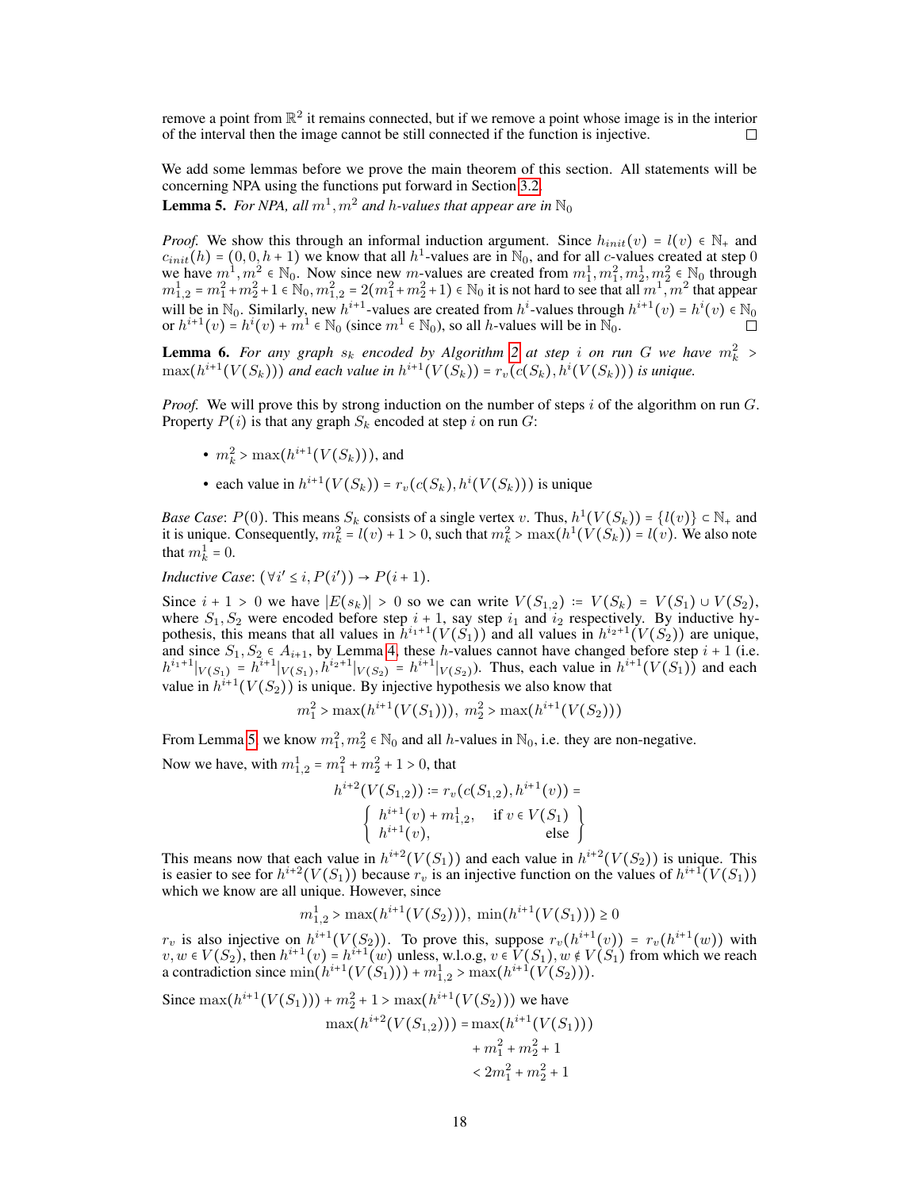remove a point from $\mathbb{R}^2$ it remains connected, but if we remove a point whose image is in the interior of the interval then the image cannot be still connected if the function is injective. □

We add some lemmas before we prove the main theorem of this section. All statements will be concerning NPA using the functions put forward in Section 3.2.

**Lemma 5.** *For NPA, all $m^1, m^2$ and $h$-values that appear are in $\mathbb{N}_0$*

*Proof.* We show this through an informal induction argument. Since $h_{init}(v) = l(v) \in \mathbb{N}_+$ and $c_{init}(h) = (0, 0, h+1)$ we know that all $h^1$-values are in $\mathbb{N}_0$, and for all $c$-values created at step 0 we have $m^1, m^2 \in \mathbb{N}_0$. Now since new $m$-values are created from $m_1^1, m_1^2, m_2^1, m_2^2 \in \mathbb{N}_0$ through $m_{1,2}^1 = m_1^2 + m_2^2 + 1 \in \mathbb{N}_0, m_{1,2}^2 = 2(m_1^2 + m_2^2 + 1) \in \mathbb{N}_0$ it is not hard to see that all $m^1, m^2$ that appear will be in $\mathbb{N}_0$. Similarly, new $h^{i+1}$-values are created from $h^i$-values through $h^{i+1}(v) = h^i(v) \in \mathbb{N}_0$ or $h^{i+1}(v) = h^i(v) + m^1 \in \mathbb{N}_0$ (since $m^1 \in \mathbb{N}_0$), so all $h$-values will be in $\mathbb{N}_0$. □

**Lemma 6.** *For any graph $s_k$ encoded by Algorithm 2 at step $i$ on run $G$ we have $m_k^2 > \max(h^{i+1}(V(S_k)))$ and each value in $h^{i+1}(V(S_k)) = r_v(c(S_k), h^i(V(S_k)))$ is unique.*

*Proof.* We will prove this by strong induction on the number of steps $i$ of the algorithm on run $G$. Property $P(i)$ is that any graph $S_k$ encoded at step $i$ on run $G$:

- $m_k^2 > \max(h^{i+1}(V(S_k)))$, and
- each value in $h^{i+1}(V(S_k)) = r_v(c(S_k), h^i(V(S_k)))$ is unique

*Base Case*: $P(0)$. This means $S_k$ consists of a single vertex $v$. Thus, $h^1(V(S_k)) = \{l(v)\} \subset \mathbb{N}_+$ and it is unique. Consequently, $m_k^2 = l(v) + 1 > 0$, such that $m_k^2 > \max(h^1(V(S_k)) = l(v)$. We also note that $m_k^1 = 0$.

*Inductive Case*: $(\forall i' \leq i, P(i')) \to P(i+1)$.

Since $i + 1 > 0$ we have $|E(s_k)| > 0$ so we can write $V(S_{1,2}) \coloneqq V(S_k) = V(S_1) \cup V(S_2)$, where $S_1, S_2$ were encoded before step $i+1$, say step $i_1$ and $i_2$ respectively. By inductive hypothesis, this means that all values in $h^{i_1+1}(V(S_1))$ and all values in $h^{i_2+1}(V(S_2))$ are unique, and since $S_1, S_2 \in A_{i+1}$, by Lemma 4, these $h$-values cannot have changed before step $i+1$ (i.e. $h^{i_1+1}|_{V(S_1)} = h^{i+1}|_{V(S_1)}, h^{i_2+1}|_{V(S_2)} = h^{i+1}|_{V(S_2)}$). Thus, each value in $h^{i+1}(V(S_1))$ and each value in $h^{i+1}(V(S_2))$ is unique. By injective hypothesis we also know that

$$m_1^2 > \max(h^{i+1}(V(S_1))),\ m_2^2 > \max(h^{i+1}(V(S_2)))$$

From Lemma 5, we know $m_1^2, m_2^2 \in \mathbb{N}_0$ and all $h$-values in $\mathbb{N}_0$, i.e. they are non-negative.

Now we have, with $m_{1,2}^1 = m_1^2 + m_2^2 + 1 > 0$, that

$$h^{i+2}(V(S_{1,2})) \coloneqq r_v(c(S_{1,2}), h^{i+1}(v)) = \left\{ \begin{array}{ll} h^{i+1}(v) + m_{1,2}^1, & \text{if } v \in V(S_1) \\ h^{i+1}(v), & \text{else} \end{array} \right\}$$

This means now that each value in $h^{i+2}(V(S_1))$ and each value in $h^{i+2}(V(S_2))$ is unique. This is easier to see for $h^{i+2}(V(S_1))$ because $r_v$ is an injective function on the values of $h^{i+1}(V(S_1))$ which we know are all unique. However, since

$$m_{1,2}^1 > \max(h^{i+1}(V(S_2))),\ \min(h^{i+1}(V(S_1))) \geq 0$$

$r_v$ is also injective on $h^{i+1}(V(S_2))$. To prove this, suppose $r_v(h^{i+1}(v)) = r_v(h^{i+1}(w))$ with $v, w \in V(S_2)$, then $h^{i+1}(v) = h^{i+1}(w)$ unless, w.l.o.g, $v \in V(S_1), w \notin V(S_1)$ from which we reach a contradiction since $\min(h^{i+1}(V(S_1))) + m_{1,2}^1 > \max(h^{i+1}(V(S_2)))$.

Since $\max(h^{i+1}(V(S_1))) + m_2^2 + 1 > \max(h^{i+1}(V(S_2)))$ we have

$$\begin{aligned} \max(h^{i+2}(V(S_{1,2}))) &= \max(h^{i+1}(V(S_1))) \\ &\quad + m_1^2 + m_2^2 + 1 \\ &< 2m_1^2 + m_2^2 + 1 \end{aligned}$$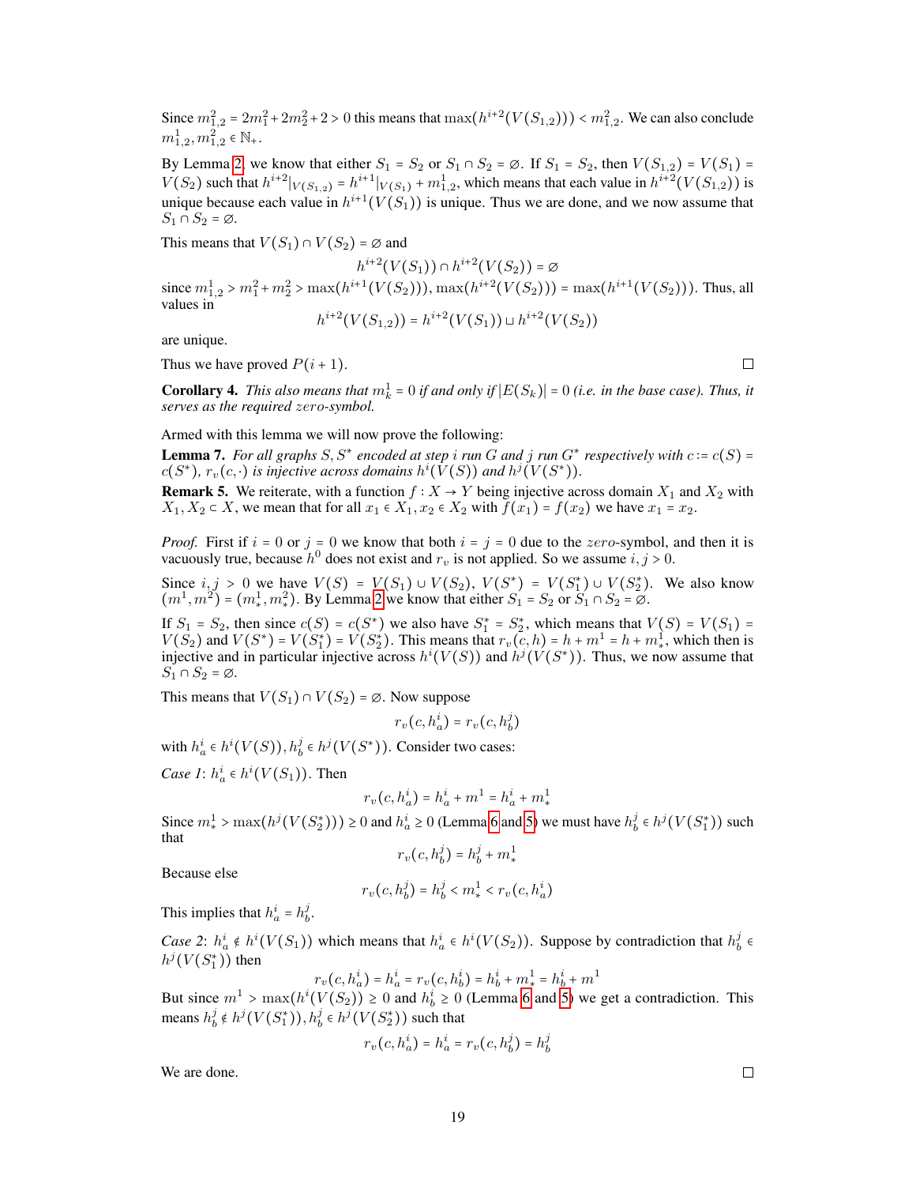Since $m^2_{1,2} = 2m^2_1 + 2m^2_2 + 2 > 0$ this means that $\max(h^{i+2}(V(S_{1,2}))) < m^2_{1,2}$. We can also conclude $m^1_{1,2}, m^2_{1,2} \in \mathbb{N}_+$.

By Lemma 2, we know that either $S_1 = S_2$ or $S_1 \cap S_2 = \varnothing$. If $S_1 = S_2$, then $V(S_{1,2}) = V(S_1) = V(S_2)$ such that $h^{i+2}|_{V(S_{1,2})} = h^{i+1}|_{V(S_1)} + m^1_{1,2}$, which means that each value in $h^{i+2}(V(S_{1,2}))$ is unique because each value in $h^{i+1}(V(S_1))$ is unique. Thus we are done, and we now assume that $S_1 \cap S_2 = \varnothing$.

This means that $V(S_1) \cap V(S_2) = \varnothing$ and

$$h^{i+2}(V(S_1)) \cap h^{i+2}(V(S_2)) = \varnothing$$

since $m^1_{1,2} > m^2_1 + m^2_2 > \max(h^{i+1}(V(S_2))), \max(h^{i+2}(V(S_2))) = \max(h^{i+1}(V(S_2)))$. Thus, all values in

$$h^{i+2}(V(S_{1,2})) = h^{i+2}(V(S_1)) \sqcup h^{i+2}(V(S_2))$$

are unique.

Thus we have proved $P(i+1)$. □

**Corollary 4.** *This also means that $m^1_k = 0$ if and only if $|E(S_k)| = 0$ (i.e. in the base case). Thus, it serves as the required $zero$-symbol.*

Armed with this lemma we will now prove the following:

**Lemma 7.** *For all graphs $S, S^*$ encoded at step $i$ run $G$ and $j$ run $G^*$ respectively with $c := c(S) = c(S^*)$, $r_v(c,\cdot)$ is injective across domains $h^i(V(S))$ and $h^j(V(S^*))$.*

**Remark 5.** We reiterate, with a function $f : X \to Y$ being injective across domain $X_1$ and $X_2$ with $X_1, X_2 \subset X$, we mean that for all $x_1 \in X_1, x_2 \in X_2$ with $f(x_1) = f(x_2)$ we have $x_1 = x_2$.

*Proof.* First if $i = 0$ or $j = 0$ we know that both $i = j = 0$ due to the $zero$-symbol, and then it is vacuously true, because $h^0$ does not exist and $r_v$ is not applied. So we assume $i, j > 0$.

Since $i, j > 0$ we have $V(S) = V(S_1) \cup V(S_2)$, $V(S^*) = V(S^*_1) \cup V(S^*_2)$. We also know $(m^1, m^2) = (m^1_*, m^2_*)$. By Lemma 2 we know that either $S_1 = S_2$ or $S_1 \cap S_2 = \varnothing$.

If $S_1 = S_2$, then since $c(S) = c(S^*)$ we also have $S^*_1 = S^*_2$, which means that $V(S) = V(S_1) = V(S_2)$ and $V(S^*) = V(S^*_1) = V(S^*_2)$. This means that $r_v(c,h) = h + m^1 = h + m^1_*$, which then is injective and in particular injective across $h^i(V(S))$ and $h^j(V(S^*))$. Thus, we now assume that $S_1 \cap S_2 = \varnothing$.

This means that $V(S_1) \cap V(S_2) = \varnothing$. Now suppose

$$r_v(c, h^i_a) = r_v(c, h^j_b)$$

with $h^i_a \in h^i(V(S)), h^j_b \in h^j(V(S^*))$. Consider two cases:

*Case 1*: $h^i_a \in h^i(V(S_1))$. Then

$$r_v(c, h^i_a) = h^i_a + m^1 = h^i_a + m^1_*$$

Since $m^1_* > \max(h^j(V(S^*_2))) \geq 0$ and $h^i_a \geq 0$ (Lemma 6 and 5) we must have $h^j_b \in h^j(V(S^*_1))$ such that

$$r_v(c, h^j_b) = h^j_b + m^1_*$$

Because else

$$r_v(c, h^j_b) = h^j_b < m^1_* < r_v(c, h^i_a)$$

This implies that $h^i_a = h^j_b$.

*Case 2*: $h^i_a \notin h^i(V(S_1))$ which means that $h^i_a \in h^i(V(S_2))$. Suppose by contradiction that $h^j_b \in h^j(V(S^*_1))$ then

$$r_v(c, h^i_a) = h^i_a = r_v(c, h^i_b) = h^i_b + m^1_* = h^j_b + m^1$$

But since $m^1 > \max(h^i(V(S_2))) \geq 0$ and $h^i_b \geq 0$ (Lemma 6 and 5) we get a contradiction. This means $h^j_b \notin h^j(V(S^*_1)), h^j_b \in h^j(V(S^*_2))$ such that

$$r_v(c, h^i_a) = h^i_a = r_v(c, h^j_b) = h^j_b$$

We are done. □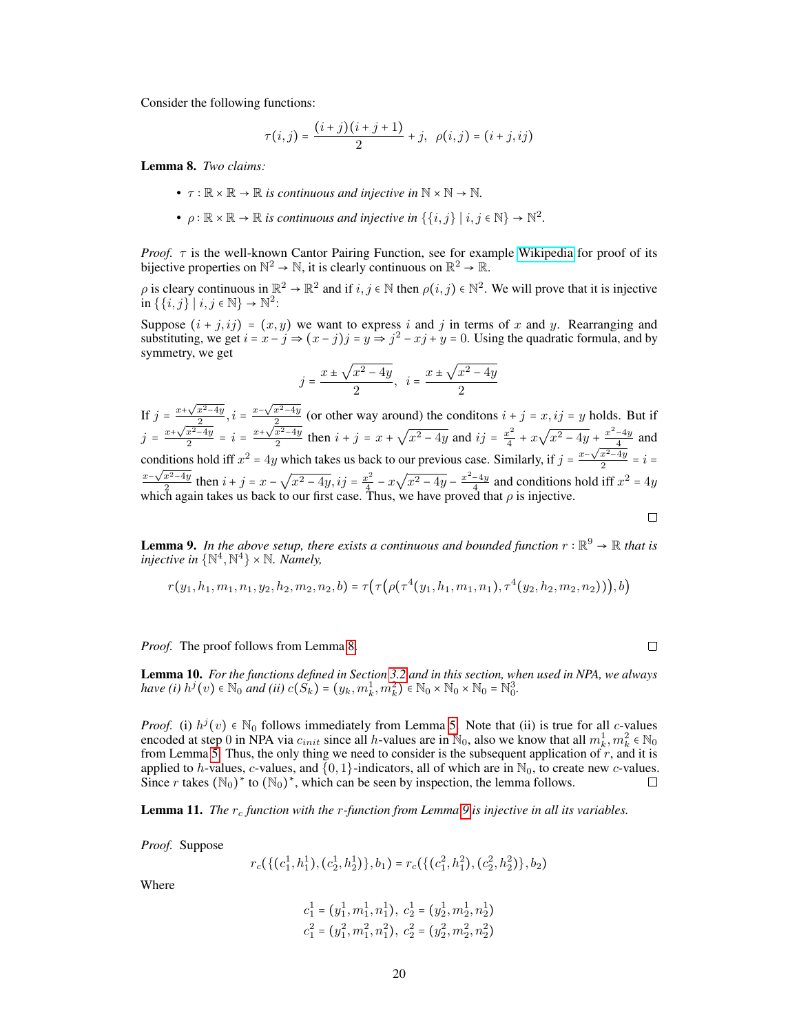Consider the following functions:

$$\tau(i,j) = \frac{(i+j)(i+j+1)}{2} + j, \quad \rho(i,j) = (i+j, ij)$$

**Lemma 8.** *Two claims:*

- $\tau : \mathbb{R} \times \mathbb{R} \to \mathbb{R}$ *is continuous and injective in* $\mathbb{N} \times \mathbb{N} \to \mathbb{N}$*.*
- $\rho : \mathbb{R} \times \mathbb{R} \to \mathbb{R}$ *is continuous and injective in* $\{\{i,j\} \mid i,j \in \mathbb{N}\} \to \mathbb{N}^2$*.*

*Proof.* $\tau$ is the well-known Cantor Pairing Function, see for example Wikipedia for proof of its bijective properties on $\mathbb{N}^2 \to \mathbb{N}$, it is clearly continuous on $\mathbb{R}^2 \to \mathbb{R}$.

$\rho$ is cleary continuous in $\mathbb{R}^2 \to \mathbb{R}^2$ and if $i,j \in \mathbb{N}$ then $\rho(i,j) \in \mathbb{N}^2$. We will prove that it is injective in $\{\{i,j\} \mid i,j \in \mathbb{N}\} \to \mathbb{N}^2$:

Suppose $(i+j, ij) = (x,y)$ we want to express $i$ and $j$ in terms of $x$ and $y$. Rearranging and substituting, we get $i = x - j \Rightarrow (x-j)j = y \Rightarrow j^2 - xj + y = 0$. Using the quadratic formula, and by symmetry, we get

$$j = \frac{x \pm \sqrt{x^2 - 4y}}{2}, \quad i = \frac{x \pm \sqrt{x^2 - 4y}}{2}$$

If $j = \frac{x+\sqrt{x^2-4y}}{2}, i = \frac{x-\sqrt{x^2-4y}}{2}$ (or other way around) the conditons $i + j = x, ij = y$ holds. But if $j = \frac{x+\sqrt{x^2-4y}}{2} = i = \frac{x+\sqrt{x^2-4y}}{2}$ then $i + j = x + \sqrt{x^2 - 4y}$ and $ij = \frac{x^2}{4} + x\sqrt{x^2 - 4y} + \frac{x^2-4y}{4}$ and conditions hold iff $x^2 = 4y$ which takes us back to our previous case. Similarly, if $j = \frac{x-\sqrt{x^2-4y}}{2} = i = \frac{x-\sqrt{x^2-4y}}{2}$ then $i + j = x - \sqrt{x^2 - 4y}, ij = \frac{x^2}{4} - x\sqrt{x^2 - 4y} - \frac{x^2-4y}{4}$ and conditions hold iff $x^2 = 4y$ which again takes us back to our first case. Thus, we have proved that $\rho$ is injective. ☐

**Lemma 9.** *In the above setup, there exists a continuous and bounded function* $r : \mathbb{R}^9 \to \mathbb{R}$ *that is injective in* $\{\mathbb{N}^4, \mathbb{N}^4\} \times \mathbb{N}$*. Namely,*

$$r(y_1, h_1, m_1, n_1, y_2, h_2, m_2, n_2, b) = \tau\Big(\tau\Big(\rho(\tau^4(y_1, h_1, m_1, n_1), \tau^4(y_2, h_2, m_2, n_2))\Big), b\Big)$$

*Proof.* The proof follows from Lemma 8. ☐

**Lemma 10.** *For the functions defined in Section 3.2 and in this section, when used in NPA, we always have (i)* $h^j(v) \in \mathbb{N}_0$ *and (ii)* $c(S_k) = (y_k, m_k^1, m_k^2) \in \mathbb{N}_0 \times \mathbb{N}_0 \times \mathbb{N}_0 = \mathbb{N}_0^3$*.*

*Proof.* (i) $h^j(v) \in \mathbb{N}_0$ follows immediately from Lemma 5. Note that (ii) is true for all $c$-values encoded at step 0 in NPA via $c_{init}$ since all $h$-values are in $\mathbb{N}_0$, also we know that all $m_k^1, m_k^2 \in \mathbb{N}_0$ from Lemma 5. Thus, the only thing we need to consider is the subsequent application of $r$, and it is applied to $h$-values, $c$-values, and $\{0,1\}$-indicators, all of which are in $\mathbb{N}_0$, to create new $c$-values. Since $r$ takes $(\mathbb{N}_0)^*$ to $(\mathbb{N}_0)^*$, which can be seen by inspection, the lemma follows. ☐

**Lemma 11.** *The* $r_c$ *function with the* $r$*-function from Lemma 9 is injective in all its variables.*

*Proof.* Suppose

$$r_c(\{(c_1^1, h_1^1), (c_2^1, h_2^1)\}, b_1) = r_c(\{(c_1^2, h_1^2), (c_2^2, h_2^2)\}, b_2)$$

Where

$$c_1^1 = (y_1^1, m_1^1, n_1^1), \; c_2^1 = (y_2^1, m_2^1, n_2^1)$$
$$c_1^2 = (y_1^2, m_1^2, n_1^2), \; c_2^2 = (y_2^2, m_2^2, n_2^2)$$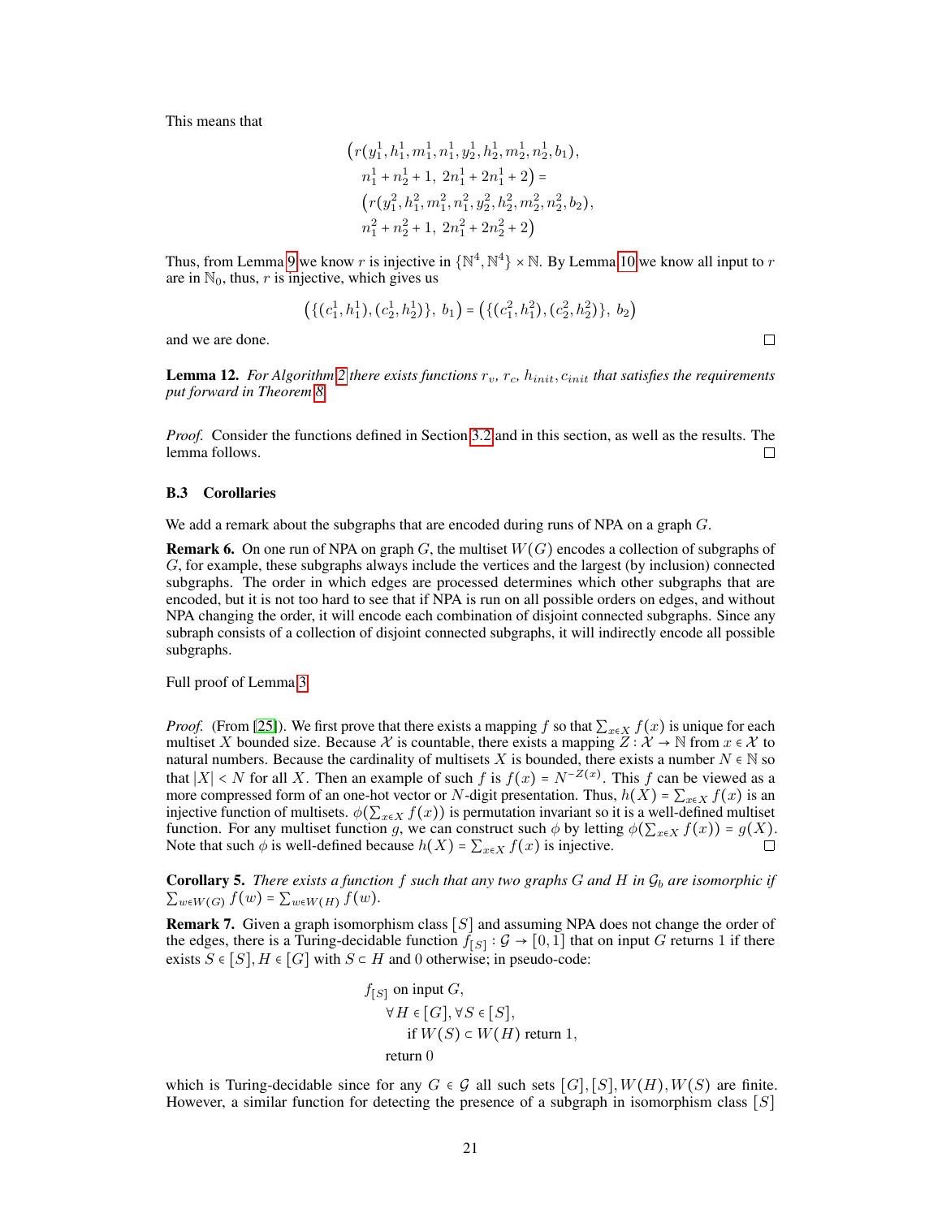This means that

$$
\begin{aligned}
&\big(r(y_1^1, h_1^1, m_1^1, n_1^1, y_2^1, h_2^1, m_2^1, n_2^1, b_1),\\
&\quad n_1^1 + n_2^1 + 1,\ 2n_1^1 + 2n_1^1 + 2\big) =\\
&\big(r(y_1^2, h_1^2, m_1^2, n_1^2, y_2^2, h_2^2, m_2^2, n_2^2, b_2),\\
&\quad n_1^2 + n_2^2 + 1,\ 2n_1^2 + 2n_2^2 + 2\big)
\end{aligned}
$$

Thus, from Lemma 9 we know $r$ is injective in $\{\mathbb{N}^4, \mathbb{N}^4\} \times \mathbb{N}$. By Lemma 10 we know all input to $r$ are in $\mathbb{N}_0$, thus, $r$ is injective, which gives us

$$
\big(\{(c_1^1, h_1^1), (c_2^1, h_2^1)\},\ b_1\big) = \big(\{(c_1^2, h_1^2), (c_2^2, h_2^2)\},\ b_2\big)
$$

and we are done. □

**Lemma 12.** *For Algorithm 2 there exists functions $r_v$, $r_c$, $h_{init}$, $c_{init}$ that satisfies the requirements put forward in Theorem 8.*

*Proof.* Consider the functions defined in Section 3.2 and in this section, as well as the results. The lemma follows. □

### B.3 Corollaries

We add a remark about the subgraphs that are encoded during runs of NPA on a graph $G$.

**Remark 6.** On one run of NPA on graph $G$, the multiset $W(G)$ encodes a collection of subgraphs of $G$, for example, these subgraphs always include the vertices and the largest (by inclusion) connected subgraphs. The order in which edges are processed determines which other subgraphs that are encoded, but it is not too hard to see that if NPA is run on all possible orders on edges, and without NPA changing the order, it will encode each combination of disjoint connected subgraphs. Since any subraph consists of a collection of disjoint connected subgraphs, it will indirectly encode all possible subgraphs.

Full proof of Lemma 3

*Proof.* (From [25]). We first prove that there exists a mapping $f$ so that $\sum_{x \in X} f(x)$ is unique for each multiset $X$ bounded size. Because $\mathcal{X}$ is countable, there exists a mapping $Z : \mathcal{X} \to \mathbb{N}$ from $x \in \mathcal{X}$ to natural numbers. Because the cardinality of multisets $X$ is bounded, there exists a number $N \in \mathbb{N}$ so that $|X| < N$ for all $X$. Then an example of such $f$ is $f(x) = N^{-Z(x)}$. This $f$ can be viewed as a more compressed form of an one-hot vector or $N$-digit presentation. Thus, $h(X) = \sum_{x \in X} f(x)$ is an injective function of multisets. $\phi(\sum_{x \in X} f(x))$ is permutation invariant so it is a well-defined multiset function. For any multiset function $g$, we can construct such $\phi$ by letting $\phi(\sum_{x \in X} f(x)) = g(X)$. Note that such $\phi$ is well-defined because $h(X) = \sum_{x \in X} f(x)$ is injective. □

**Corollary 5.** *There exists a function $f$ such that any two graphs $G$ and $H$ in $\mathcal{G}_b$ are isomorphic if $\sum_{w \in W(G)} f(w) = \sum_{w \in W(H)} f(w)$.*

**Remark 7.** Given a graph isomorphism class $[S]$ and assuming NPA does not change the order of the edges, there is a Turing-decidable function $f_{[S]} : \mathcal{G} \to [0, 1]$ that on input $G$ returns 1 if there exists $S \in [S], H \in [G]$ with $S \subset H$ and 0 otherwise; in pseudo-code:

```
f_[S] on input G,
    ∀H ∈ [G], ∀S ∈ [S],
        if W(S) ⊂ W(H) return 1,
    return 0
```

which is Turing-decidable since for any $G \in \mathcal{G}$ all such sets $[G], [S], W(H), W(S)$ are finite. However, a similar function for detecting the presence of a subgraph in isomorphism class $[S]$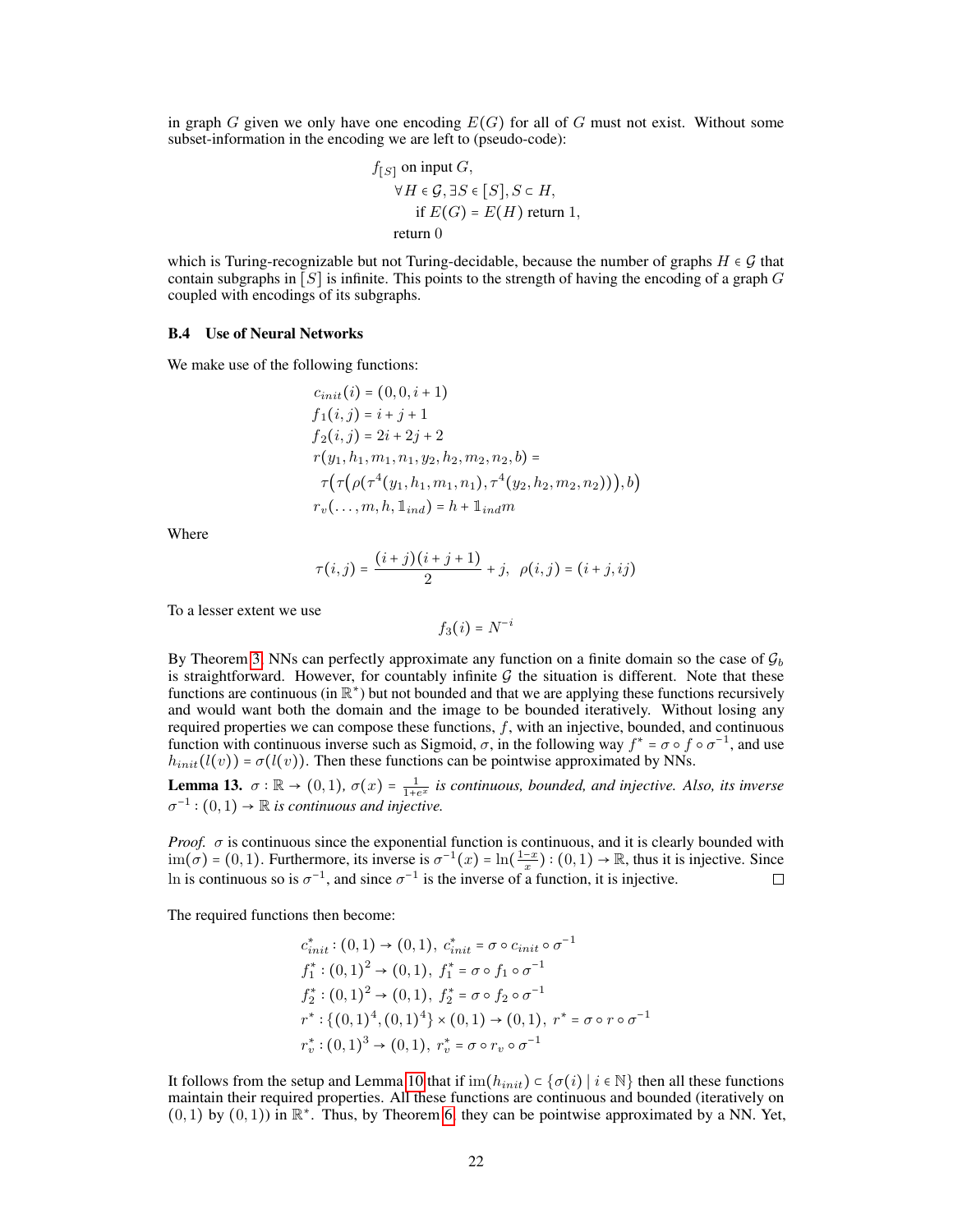in graph $G$ given we only have one encoding $E(G)$ for all of $G$ must not exist. Without some subset-information in the encoding we are left to (pseudo-code):

$$
\begin{aligned}
&f_{[S]} \text{ on input } G,\\
&\quad \forall H \in \mathcal{G}, \exists S \in [S], S \subset H,\\
&\quad\quad \text{if } E(G) = E(H) \text{ return } 1,\\
&\quad \text{return } 0
\end{aligned}
$$

which is Turing-recognizable but not Turing-decidable, because the number of graphs $H \in \mathcal{G}$ that contain subgraphs in $[S]$ is infinite. This points to the strength of having the encoding of a graph $G$ coupled with encodings of its subgraphs.

### B.4 Use of Neural Networks

We make use of the following functions:

$$
\begin{aligned}
&c_{init}(i) = (0, 0, i + 1)\\
&f_1(i, j) = i + j + 1\\
&f_2(i, j) = 2i + 2j + 2\\
&r(y_1, h_1, m_1, n_1, y_2, h_2, m_2, n_2, b) =\\
&\quad \tau\big(\tau\big(\rho(\tau^4(y_1, h_1, m_1, n_1), \tau^4(y_2, h_2, m_2, n_2))\big), b\big)\\
&r_v(\ldots, m, h, \mathbb{1}_{ind}) = h + \mathbb{1}_{ind} m
\end{aligned}
$$

Where

$$
\tau(i, j) = \frac{(i + j)(i + j + 1)}{2} + j, \quad \rho(i, j) = (i + j, ij)
$$

To a lesser extent we use

$$
f_3(i) = N^{-i}
$$

By Theorem 3, NNs can perfectly approximate any function on a finite domain so the case of $\mathcal{G}_b$ is straightforward. However, for countably infinite $\mathcal{G}$ the situation is different. Note that these functions are continuous (in $\mathbb{R}^*$) but not bounded and that we are applying these functions recursively and would want both the domain and the image to be bounded iteratively. Without losing any required properties we can compose these functions, $f$, with an injective, bounded, and continuous function with continuous inverse such as Sigmoid, $\sigma$, in the following way $f^* = \sigma \circ f \circ \sigma^{-1}$, and use $h_{init}(l(v)) = \sigma(l(v))$. Then these functions can be pointwise approximated by NNs.

**Lemma 13.** *$\sigma : \mathbb{R} \to (0, 1)$, $\sigma(x) = \frac{1}{1+e^x}$ is continuous, bounded, and injective. Also, its inverse $\sigma^{-1} : (0, 1) \to \mathbb{R}$ is continuous and injective.*

*Proof.* $\sigma$ is continuous since the exponential function is continuous, and it is clearly bounded with $\text{im}(\sigma) = (0, 1)$. Furthermore, its inverse is $\sigma^{-1}(x) = \ln(\frac{1-x}{x}) : (0, 1) \to \mathbb{R}$, thus it is injective. Since ln is continuous so is $\sigma^{-1}$, and since $\sigma^{-1}$ is the inverse of a function, it is injective. ◻

The required functions then become:

$$
\begin{aligned}
&c^*_{init} : (0, 1) \to (0, 1), \; c^*_{init} = \sigma \circ c_{init} \circ \sigma^{-1}\\
&f^*_1 : (0, 1)^2 \to (0, 1), \; f^*_1 = \sigma \circ f_1 \circ \sigma^{-1}\\
&f^*_2 : (0, 1)^2 \to (0, 1), \; f^*_2 = \sigma \circ f_2 \circ \sigma^{-1}\\
&r^* : \{(0, 1)^4, (0, 1)^4\} \times (0, 1) \to (0, 1), \; r^* = \sigma \circ r \circ \sigma^{-1}\\
&r^*_v : (0, 1)^3 \to (0, 1), \; r^*_v = \sigma \circ r_v \circ \sigma^{-1}
\end{aligned}
$$

It follows from the setup and Lemma 10 that if $\text{im}(h_{init}) \subset \{\sigma(i) \mid i \in \mathbb{N}\}$ then all these functions maintain their required properties. All these functions are continuous and bounded (iteratively on $(0, 1)$ by $(0, 1)$) in $\mathbb{R}^*$. Thus, by Theorem 6, they can be pointwise approximated by a NN. Yet,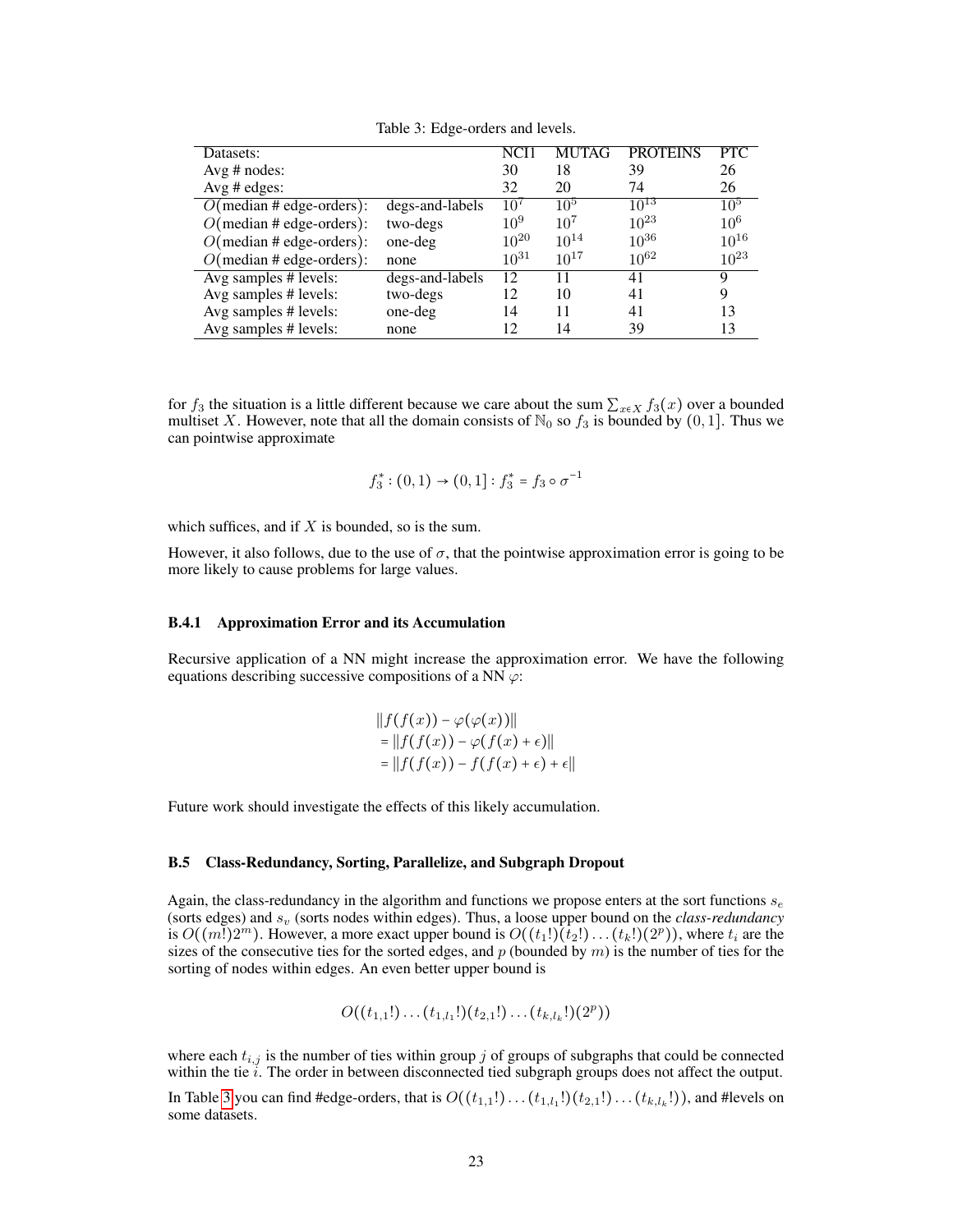Table 3: Edge-orders and levels.

| Datasets: | | NCI1 | MUTAG | PROTEINS | PTC |
|---|---|---|---|---|---|
| Avg # nodes: | | 30 | 18 | 39 | 26 |
| Avg # edges: | | 32 | 20 | 74 | 26 |
| $O$(median # edge-orders): | degs-and-labels | $10^7$ | $10^5$ | $10^{13}$ | $10^5$ |
| $O$(median # edge-orders): | two-degs | $10^9$ | $10^7$ | $10^{23}$ | $10^6$ |
| $O$(median # edge-orders): | one-deg | $10^{20}$ | $10^{14}$ | $10^{36}$ | $10^{16}$ |
| $O$(median # edge-orders): | none | $10^{31}$ | $10^{17}$ | $10^{62}$ | $10^{23}$ |
| Avg samples # levels: | degs-and-labels | 12 | 11 | 41 | 9 |
| Avg samples # levels: | two-degs | 12 | 10 | 41 | 9 |
| Avg samples # levels: | one-deg | 14 | 11 | 41 | 13 |
| Avg samples # levels: | none | 12 | 14 | 39 | 13 |

for $f_3$ the situation is a little different because we care about the sum $\sum_{x \in X} f_3(x)$ over a bounded multiset $X$. However, note that all the domain consists of $\mathbb{N}_0$ so $f_3$ is bounded by $(0, 1]$. Thus we can pointwise approximate

$$f_3^* : (0, 1) \to (0, 1] : f_3^* = f_3 \circ \sigma^{-1}$$

which suffices, and if $X$ is bounded, so is the sum.

However, it also follows, due to the use of $\sigma$, that the pointwise approximation error is going to be more likely to cause problems for large values.

### B.4.1 Approximation Error and its Accumulation

Recursive application of a NN might increase the approximation error. We have the following equations describing successive compositions of a NN $\varphi$:

$$\begin{aligned} &\| f(f(x)) - \varphi(\varphi(x)) \| \\ &= \| f(f(x)) - \varphi(f(x) + \epsilon) \| \\ &= \| f(f(x)) - f(f(x) + \epsilon) + \epsilon \| \end{aligned}$$

Future work should investigate the effects of this likely accumulation.

## B.5 Class-Redundancy, Sorting, Parallelize, and Subgraph Dropout

Again, the class-redundancy in the algorithm and functions we propose enters at the sort functions $s_e$ (sorts edges) and $s_v$ (sorts nodes within edges). Thus, a loose upper bound on the *class-redundancy* is $O((m!)2^m)$. However, a more exact upper bound is $O((t_1!)(t_2!)\dots(t_k!)(2^p))$, where $t_i$ are the sizes of the consecutive ties for the sorted edges, and $p$ (bounded by $m$) is the number of ties for the sorting of nodes within edges. An even better upper bound is

$$O((t_{1,1}!)\dots(t_{1,l_1}!)(t_{2,1}!)\dots(t_{k,l_k}!)(2^p))$$

where each $t_{i,j}$ is the number of ties within group $j$ of groups of subgraphs that could be connected within the tie $i$. The order in between disconnected tied subgraph groups does not affect the output.

In Table 3 you can find #edge-orders, that is $O((t_{1,1}!)\dots(t_{1,l_1}!)(t_{2,1}!)\dots(t_{k,l_k}!))$, and #levels on some datasets.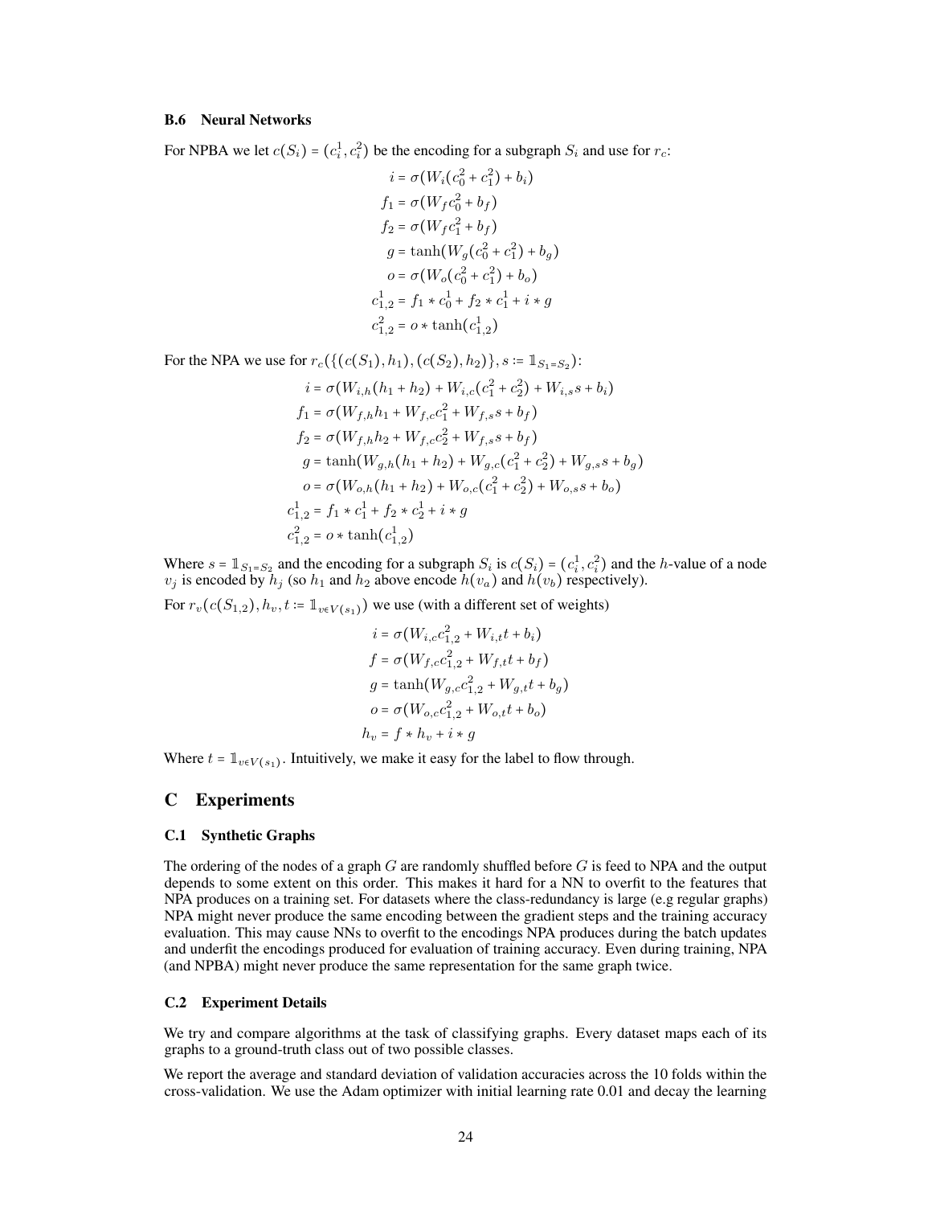### B.6 Neural Networks

For NPBA we let $c(S_i) = (c_i^1, c_i^2)$ be the encoding for a subgraph $S_i$ and use for $r_c$:

$$
\begin{aligned}
i &= \sigma(W_i(c_0^2 + c_1^2) + b_i) \\
f_1 &= \sigma(W_f c_0^2 + b_f) \\
f_2 &= \sigma(W_f c_1^2 + b_f) \\
g &= \tanh(W_g(c_0^2 + c_1^2) + b_g) \\
o &= \sigma(W_o(c_0^2 + c_1^2) + b_o) \\
c_{1,2}^1 &= f_1 * c_0^1 + f_2 * c_1^1 + i * g \\
c_{1,2}^2 &= o * \tanh(c_{1,2}^1)
\end{aligned}
$$

For the NPA we use for $r_c(\{(c(S_1), h_1), (c(S_2), h_2)\}, s := \mathbb{1}_{S_1 = S_2})$:

$$
\begin{aligned}
i &= \sigma(W_{i,h}(h_1 + h_2) + W_{i,c}(c_1^2 + c_2^2) + W_{i,s}s + b_i) \\
f_1 &= \sigma(W_{f,h}h_1 + W_{f,c}c_1^2 + W_{f,s}s + b_f) \\
f_2 &= \sigma(W_{f,h}h_2 + W_{f,c}c_2^2 + W_{f,s}s + b_f) \\
g &= \tanh(W_{g,h}(h_1 + h_2) + W_{g,c}(c_1^2 + c_2^2) + W_{g,s}s + b_g) \\
o &= \sigma(W_{o,h}(h_1 + h_2) + W_{o,c}(c_1^2 + c_2^2) + W_{o,s}s + b_o) \\
c_{1,2}^1 &= f_1 * c_1^1 + f_2 * c_2^1 + i * g \\
c_{1,2}^2 &= o * \tanh(c_{1,2}^1)
\end{aligned}
$$

Where $s = \mathbb{1}_{S_1 = S_2}$ and the encoding for a subgraph $S_i$ is $c(S_i) = (c_i^1, c_i^2)$ and the $h$-value of a node $v_j$ is encoded by $h_j$ (so $h_1$ and $h_2$ above encode $h(v_a)$ and $h(v_b)$ respectively).

For $r_v(c(S_{1,2}), h_v, t := \mathbb{1}_{v \in V(s_1)})$ we use (with a different set of weights)

$$
\begin{aligned}
i &= \sigma(W_{i,c}c_{1,2}^2 + W_{i,t}t + b_i) \\
f &= \sigma(W_{f,c}c_{1,2}^2 + W_{f,t}t + b_f) \\
g &= \tanh(W_{g,c}c_{1,2}^2 + W_{g,t}t + b_g) \\
o &= \sigma(W_{o,c}c_{1,2}^2 + W_{o,t}t + b_o) \\
h_v &= f * h_v + i * g
\end{aligned}
$$

Where $t = \mathbb{1}_{v \in V(s_1)}$. Intuitively, we make it easy for the label to flow through.

## C Experiments

### C.1 Synthetic Graphs

The ordering of the nodes of a graph $G$ are randomly shuffled before $G$ is feed to NPA and the output depends to some extent on this order. This makes it hard for a NN to overfit to the features that NPA produces on a training set. For datasets where the class-redundancy is large (e.g regular graphs) NPA might never produce the same encoding between the gradient steps and the training accuracy evaluation. This may cause NNs to overfit to the encodings NPA produces during the batch updates and underfit the encodings produced for evaluation of training accuracy. Even during training, NPA (and NPBA) might never produce the same representation for the same graph twice.

### C.2 Experiment Details

We try and compare algorithms at the task of classifying graphs. Every dataset maps each of its graphs to a ground-truth class out of two possible classes.

We report the average and standard deviation of validation accuracies across the 10 folds within the cross-validation. We use the Adam optimizer with initial learning rate 0.01 and decay the learning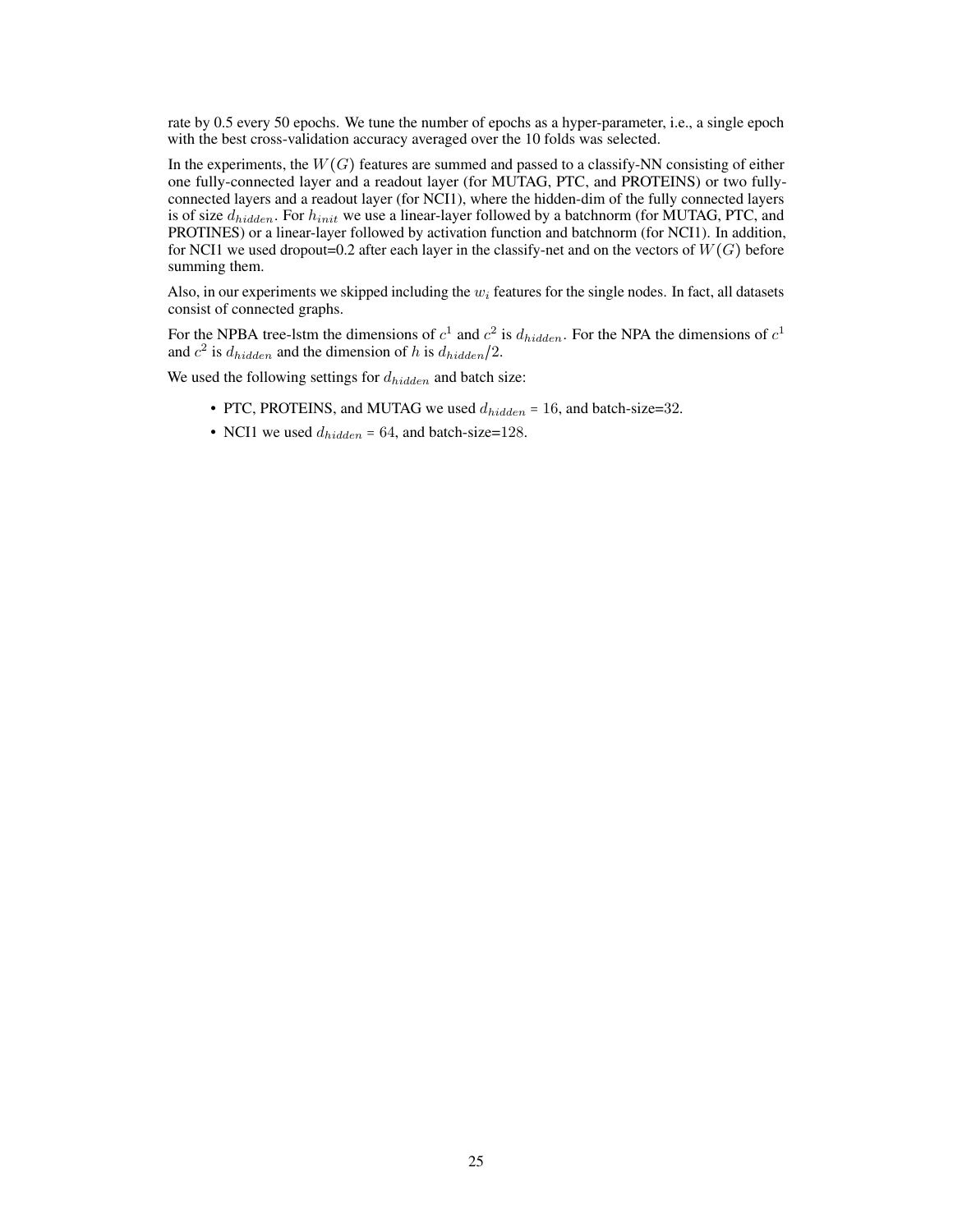rate by 0.5 every 50 epochs. We tune the number of epochs as a hyper-parameter, i.e., a single epoch with the best cross-validation accuracy averaged over the 10 folds was selected.

In the experiments, the $W(G)$ features are summed and passed to a classify-NN consisting of either one fully-connected layer and a readout layer (for MUTAG, PTC, and PROTEINS) or two fully-connected layers and a readout layer (for NCI1), where the hidden-dim of the fully connected layers is of size $d_{hidden}$. For $h_{init}$ we use a linear-layer followed by a batchnorm (for MUTAG, PTC, and PROTINES) or a linear-layer followed by activation function and batchnorm (for NCI1). In addition, for NCI1 we used dropout=0.2 after each layer in the classify-net and on the vectors of $W(G)$ before summing them.

Also, in our experiments we skipped including the $w_i$ features for the single nodes. In fact, all datasets consist of connected graphs.

For the NPBA tree-lstm the dimensions of $c^1$ and $c^2$ is $d_{hidden}$. For the NPA the dimensions of $c^1$ and $c^2$ is $d_{hidden}$ and the dimension of $h$ is $d_{hidden}/2$.

We used the following settings for $d_{hidden}$ and batch size:

- PTC, PROTEINS, and MUTAG we used $d_{hidden}$ = $16$, and batch-size=$32$.
- NCI1 we used $d_{hidden}$ = $64$, and batch-size=$128$.